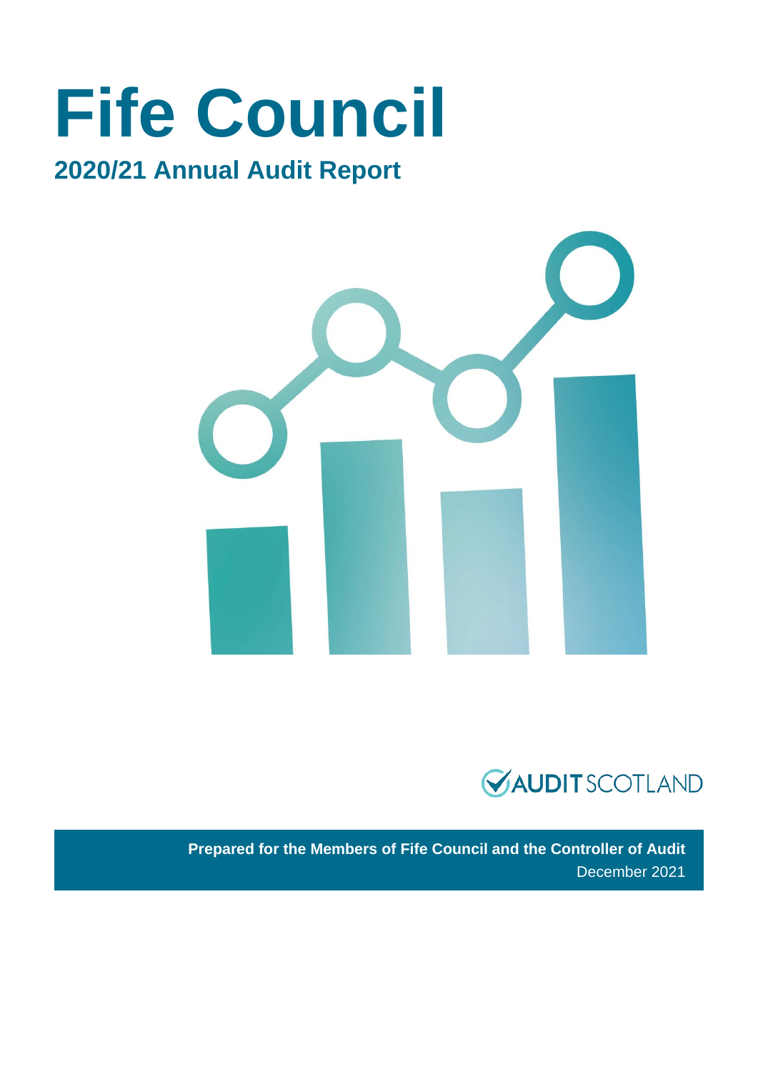# Fife Council

## 2020/21 Annual Audit Report

AUDIT SCOTLAND

**Prepared for the Members of Fife Council and the Controller of Audit**

December 2021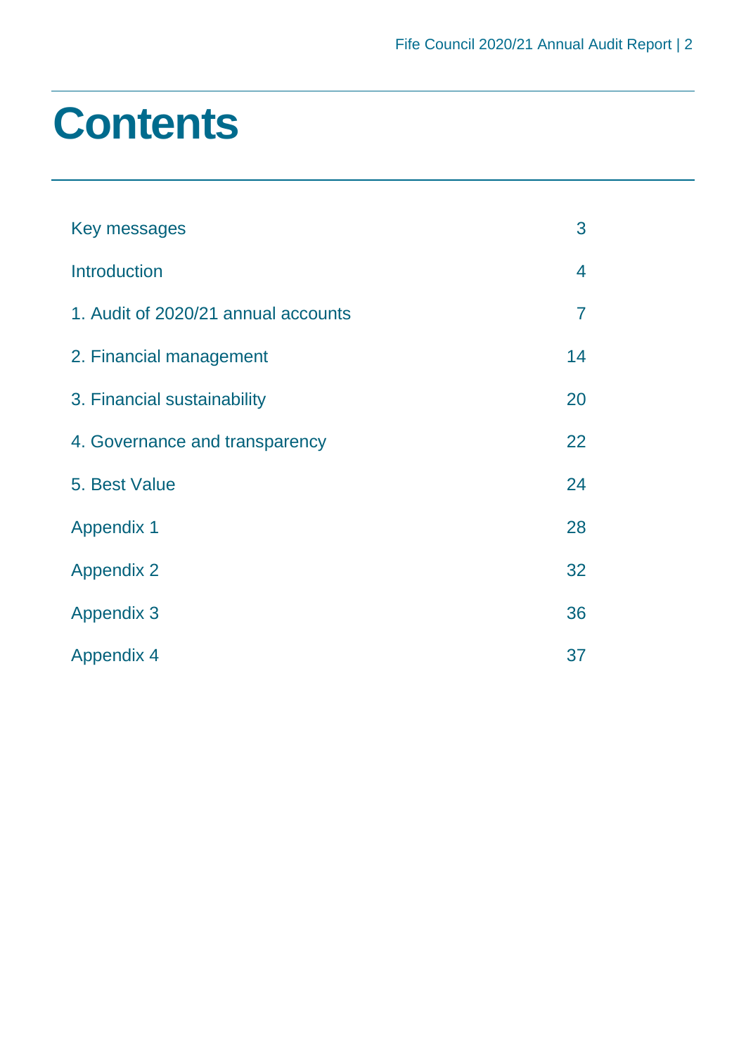# Contents

| | |
|---|---|
| Key messages | 3 |
| Introduction | 4 |
| 1. Audit of 2020/21 annual accounts | 7 |
| 2. Financial management | 14 |
| 3. Financial sustainability | 20 |
| 4. Governance and transparency | 22 |
| 5. Best Value | 24 |
| Appendix 1 | 28 |
| Appendix 2 | 32 |
| Appendix 3 | 36 |
| Appendix 4 | 37 |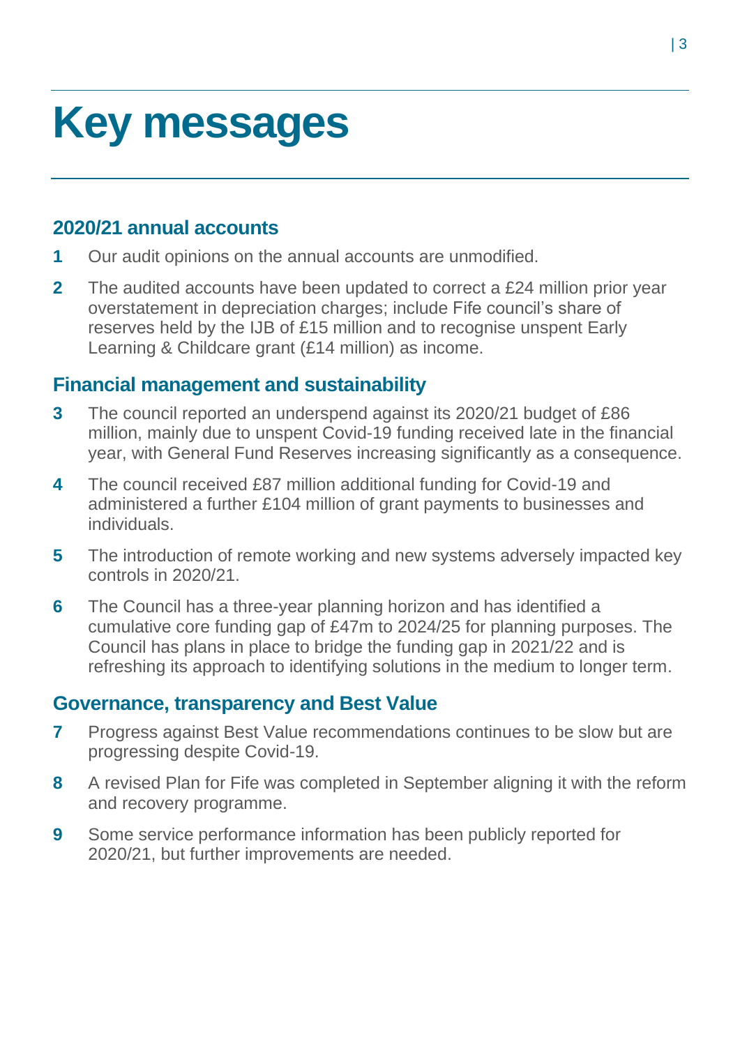# Key messages

## 2020/21 annual accounts

**1** Our audit opinions on the annual accounts are unmodified.

**2** The audited accounts have been updated to correct a £24 million prior year overstatement in depreciation charges; include Fife council's share of reserves held by the IJB of £15 million and to recognise unspent Early Learning & Childcare grant (£14 million) as income.

## Financial management and sustainability

**3** The council reported an underspend against its 2020/21 budget of £86 million, mainly due to unspent Covid-19 funding received late in the financial year, with General Fund Reserves increasing significantly as a consequence.

**4** The council received £87 million additional funding for Covid-19 and administered a further £104 million of grant payments to businesses and individuals.

**5** The introduction of remote working and new systems adversely impacted key controls in 2020/21.

**6** The Council has a three-year planning horizon and has identified a cumulative core funding gap of £47m to 2024/25 for planning purposes. The Council has plans in place to bridge the funding gap in 2021/22 and is refreshing its approach to identifying solutions in the medium to longer term.

## Governance, transparency and Best Value

**7** Progress against Best Value recommendations continues to be slow but are progressing despite Covid-19.

**8** A revised Plan for Fife was completed in September aligning it with the reform and recovery programme.

**9** Some service performance information has been publicly reported for 2020/21, but further improvements are needed.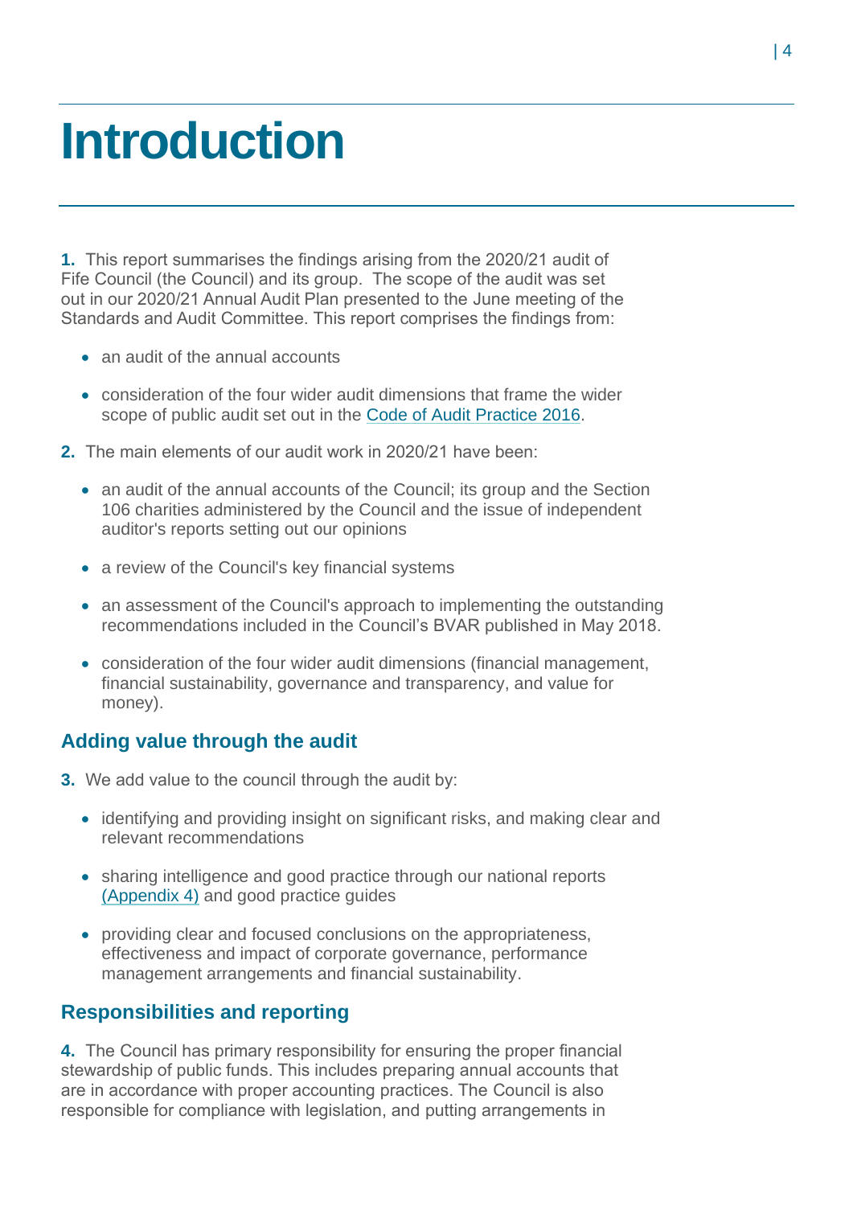# Introduction

**1.** This report summarises the findings arising from the 2020/21 audit of Fife Council (the Council) and its group. The scope of the audit was set out in our 2020/21 Annual Audit Plan presented to the June meeting of the Standards and Audit Committee. This report comprises the findings from:

- an audit of the annual accounts
- consideration of the four wider audit dimensions that frame the wider scope of public audit set out in the Code of Audit Practice 2016.

**2.** The main elements of our audit work in 2020/21 have been:

- an audit of the annual accounts of the Council; its group and the Section 106 charities administered by the Council and the issue of independent auditor's reports setting out our opinions
- a review of the Council's key financial systems
- an assessment of the Council's approach to implementing the outstanding recommendations included in the Council's BVAR published in May 2018.
- consideration of the four wider audit dimensions (financial management, financial sustainability, governance and transparency, and value for money).

## Adding value through the audit

**3.** We add value to the council through the audit by:

- identifying and providing insight on significant risks, and making clear and relevant recommendations
- sharing intelligence and good practice through our national reports (Appendix 4) and good practice guides
- providing clear and focused conclusions on the appropriateness, effectiveness and impact of corporate governance, performance management arrangements and financial sustainability.

## Responsibilities and reporting

**4.** The Council has primary responsibility for ensuring the proper financial stewardship of public funds. This includes preparing annual accounts that are in accordance with proper accounting practices. The Council is also responsible for compliance with legislation, and putting arrangements in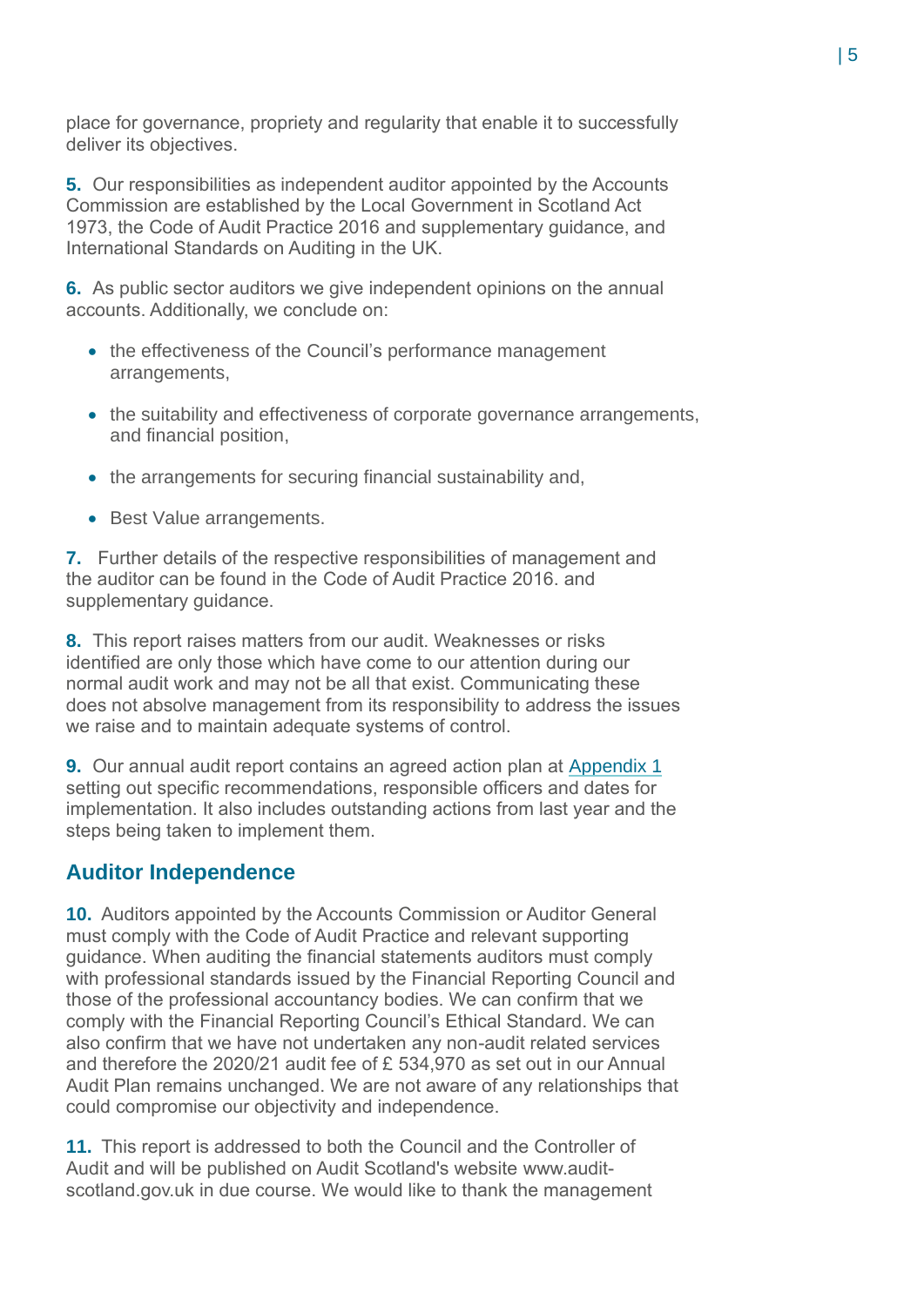place for governance, propriety and regularity that enable it to successfully deliver its objectives.

**5.** Our responsibilities as independent auditor appointed by the Accounts Commission are established by the Local Government in Scotland Act 1973, the Code of Audit Practice 2016 and supplementary guidance, and International Standards on Auditing in the UK.

**6.** As public sector auditors we give independent opinions on the annual accounts. Additionally, we conclude on:

- the effectiveness of the Council's performance management arrangements,
- the suitability and effectiveness of corporate governance arrangements, and financial position,
- the arrangements for securing financial sustainability and,
- Best Value arrangements.

**7.** Further details of the respective responsibilities of management and the auditor can be found in the Code of Audit Practice 2016. and supplementary guidance.

**8.** This report raises matters from our audit. Weaknesses or risks identified are only those which have come to our attention during our normal audit work and may not be all that exist. Communicating these does not absolve management from its responsibility to address the issues we raise and to maintain adequate systems of control.

**9.** Our annual audit report contains an agreed action plan at Appendix 1 setting out specific recommendations, responsible officers and dates for implementation. It also includes outstanding actions from last year and the steps being taken to implement them.

## Auditor Independence

**10.** Auditors appointed by the Accounts Commission or Auditor General must comply with the Code of Audit Practice and relevant supporting guidance. When auditing the financial statements auditors must comply with professional standards issued by the Financial Reporting Council and those of the professional accountancy bodies. We can confirm that we comply with the Financial Reporting Council's Ethical Standard. We can also confirm that we have not undertaken any non-audit related services and therefore the 2020/21 audit fee of £ 534,970 as set out in our Annual Audit Plan remains unchanged. We are not aware of any relationships that could compromise our objectivity and independence.

**11.** This report is addressed to both the Council and the Controller of Audit and will be published on Audit Scotland's website www.audit-scotland.gov.uk in due course. We would like to thank the management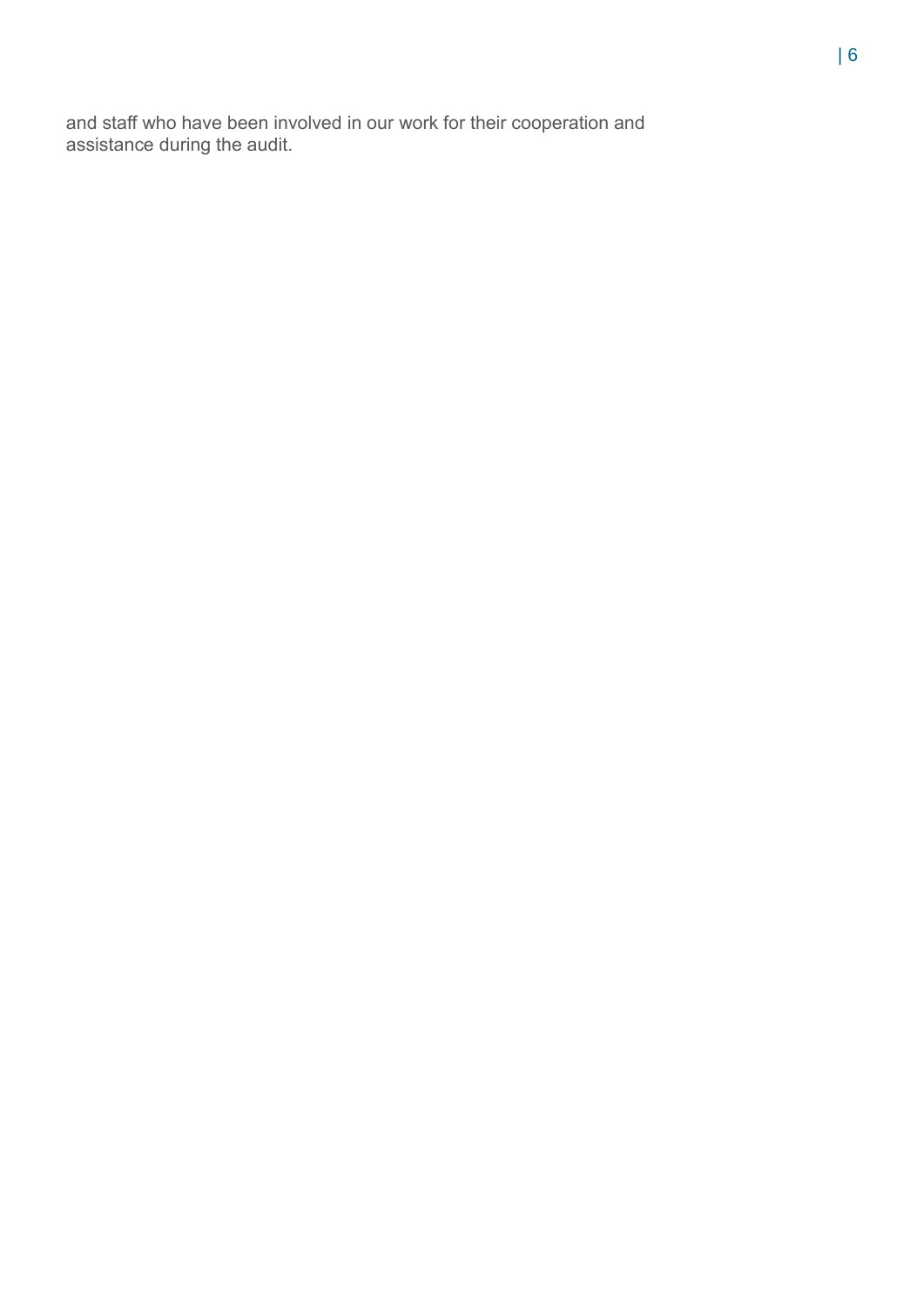and staff who have been involved in our work for their cooperation and assistance during the audit.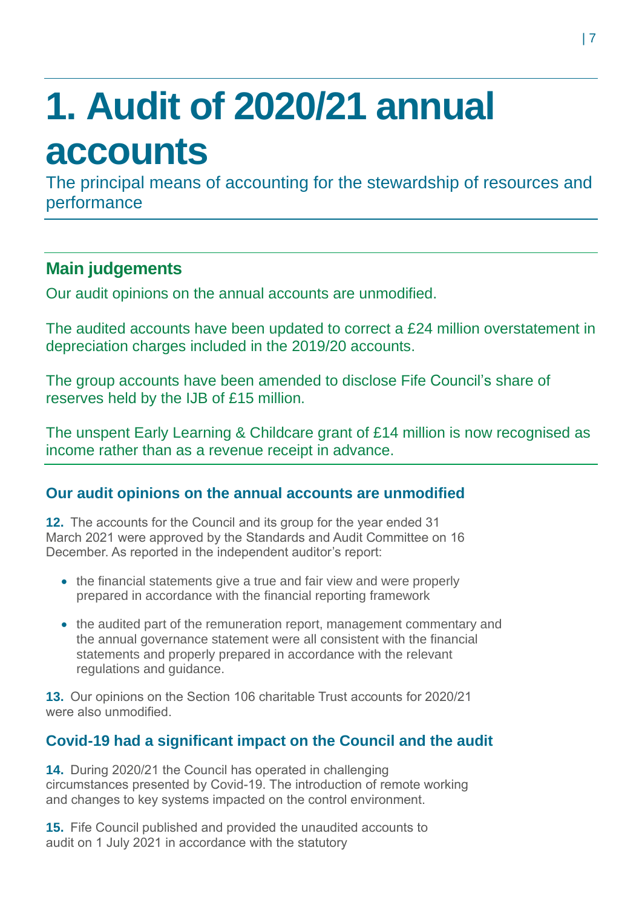# 1. Audit of 2020/21 annual accounts

The principal means of accounting for the stewardship of resources and performance

## Main judgements

Our audit opinions on the annual accounts are unmodified.

The audited accounts have been updated to correct a £24 million overstatement in depreciation charges included in the 2019/20 accounts.

The group accounts have been amended to disclose Fife Council's share of reserves held by the IJB of £15 million.

The unspent Early Learning & Childcare grant of £14 million is now recognised as income rather than as a revenue receipt in advance.

### Our audit opinions on the annual accounts are unmodified

**12.** The accounts for the Council and its group for the year ended 31 March 2021 were approved by the Standards and Audit Committee on 16 December. As reported in the independent auditor's report:

- the financial statements give a true and fair view and were properly prepared in accordance with the financial reporting framework
- the audited part of the remuneration report, management commentary and the annual governance statement were all consistent with the financial statements and properly prepared in accordance with the relevant regulations and guidance.

**13.** Our opinions on the Section 106 charitable Trust accounts for 2020/21 were also unmodified.

### Covid-19 had a significant impact on the Council and the audit

**14.** During 2020/21 the Council has operated in challenging circumstances presented by Covid-19. The introduction of remote working and changes to key systems impacted on the control environment.

**15.** Fife Council published and provided the unaudited accounts to audit on 1 July 2021 in accordance with the statutory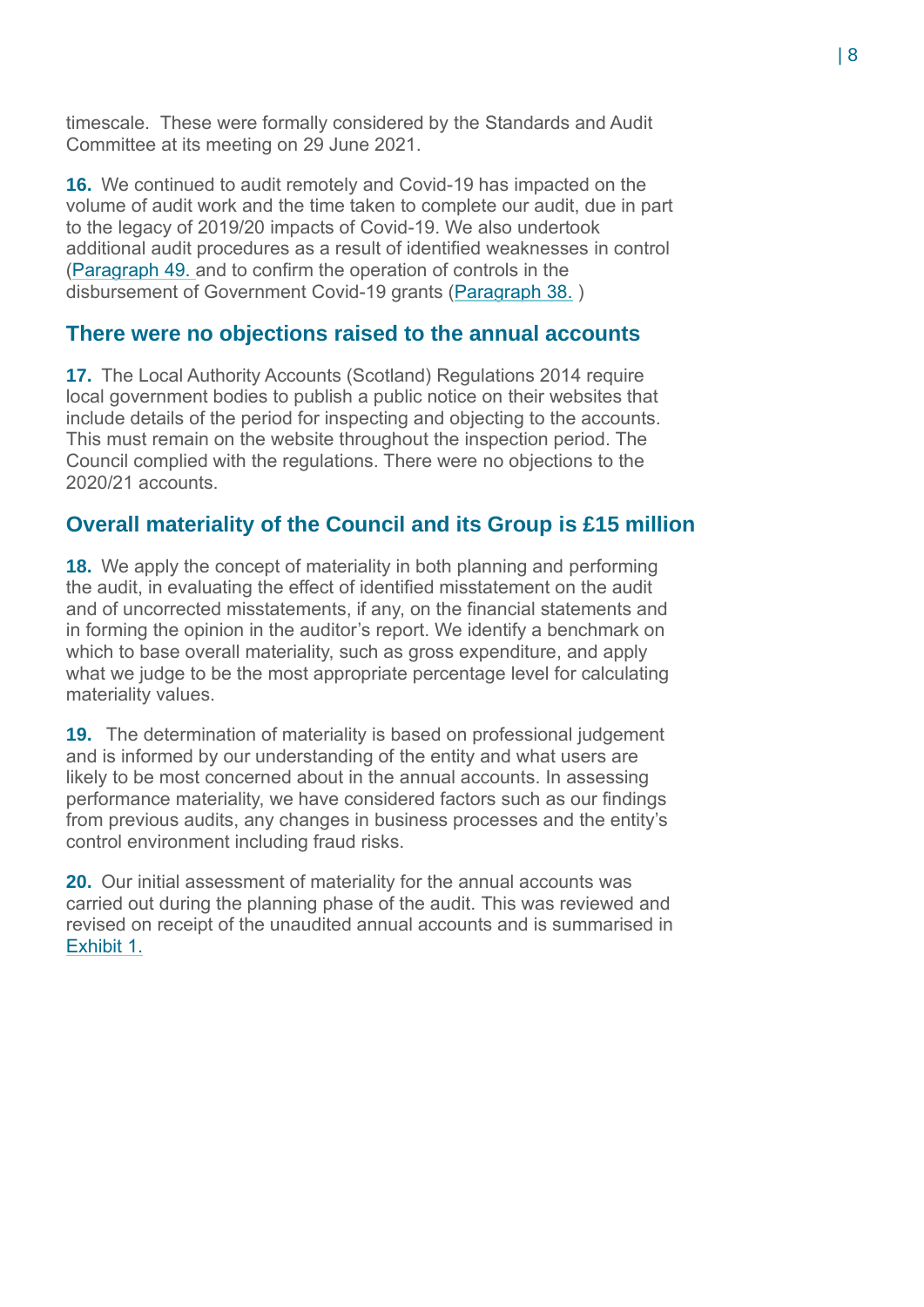timescale. These were formally considered by the Standards and Audit Committee at its meeting on 29 June 2021.

**16.** We continued to audit remotely and Covid-19 has impacted on the volume of audit work and the time taken to complete our audit, due in part to the legacy of 2019/20 impacts of Covid-19. We also undertook additional audit procedures as a result of identified weaknesses in control (Paragraph 49. and to confirm the operation of controls in the disbursement of Government Covid-19 grants (Paragraph 38. )

## There were no objections raised to the annual accounts

**17.** The Local Authority Accounts (Scotland) Regulations 2014 require local government bodies to publish a public notice on their websites that include details of the period for inspecting and objecting to the accounts. This must remain on the website throughout the inspection period. The Council complied with the regulations. There were no objections to the 2020/21 accounts.

## Overall materiality of the Council and its Group is £15 million

**18.** We apply the concept of materiality in both planning and performing the audit, in evaluating the effect of identified misstatement on the audit and of uncorrected misstatements, if any, on the financial statements and in forming the opinion in the auditor's report. We identify a benchmark on which to base overall materiality, such as gross expenditure, and apply what we judge to be the most appropriate percentage level for calculating materiality values.

**19.** The determination of materiality is based on professional judgement and is informed by our understanding of the entity and what users are likely to be most concerned about in the annual accounts. In assessing performance materiality, we have considered factors such as our findings from previous audits, any changes in business processes and the entity's control environment including fraud risks.

**20.** Our initial assessment of materiality for the annual accounts was carried out during the planning phase of the audit. This was reviewed and revised on receipt of the unaudited annual accounts and is summarised in Exhibit 1.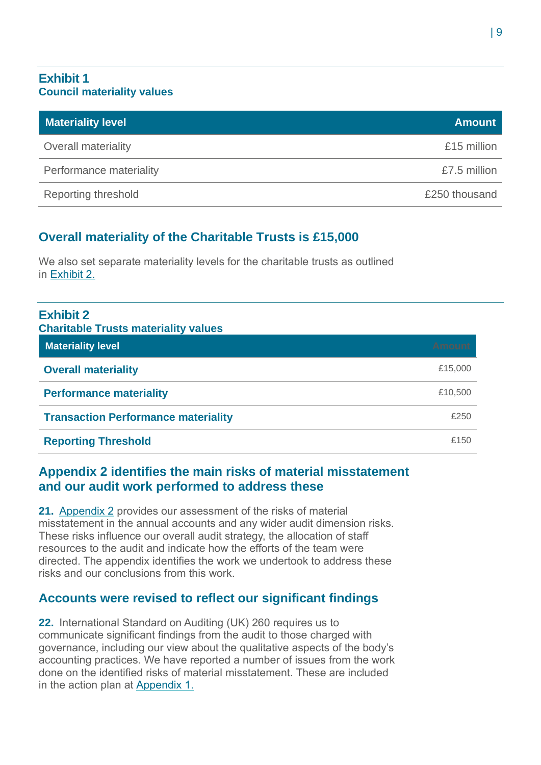**Exhibit 1**
**Council materiality values**

| Materiality level | Amount |
|---|---|
| Overall materiality | £15 million |
| Performance materiality | £7.5 million |
| Reporting threshold | £250 thousand |

## Overall materiality of the Charitable Trusts is £15,000

We also set separate materiality levels for the charitable trusts as outlined in Exhibit 2.

**Exhibit 2**
**Charitable Trusts materiality values**

| Materiality level | Amount |
|---|---|
| **Overall materiality** | £15,000 |
| **Performance materiality** | £10,500 |
| **Transaction Performance materiality** | £250 |
| **Reporting Threshold** | £150 |

## Appendix 2 identifies the main risks of material misstatement and our audit work performed to address these

**21.** Appendix 2 provides our assessment of the risks of material misstatement in the annual accounts and any wider audit dimension risks. These risks influence our overall audit strategy, the allocation of staff resources to the audit and indicate how the efforts of the team were directed. The appendix identifies the work we undertook to address these risks and our conclusions from this work.

## Accounts were revised to reflect our significant findings

**22.** International Standard on Auditing (UK) 260 requires us to communicate significant findings from the audit to those charged with governance, including our view about the qualitative aspects of the body's accounting practices. We have reported a number of issues from the work done on the identified risks of material misstatement. These are included in the action plan at Appendix 1.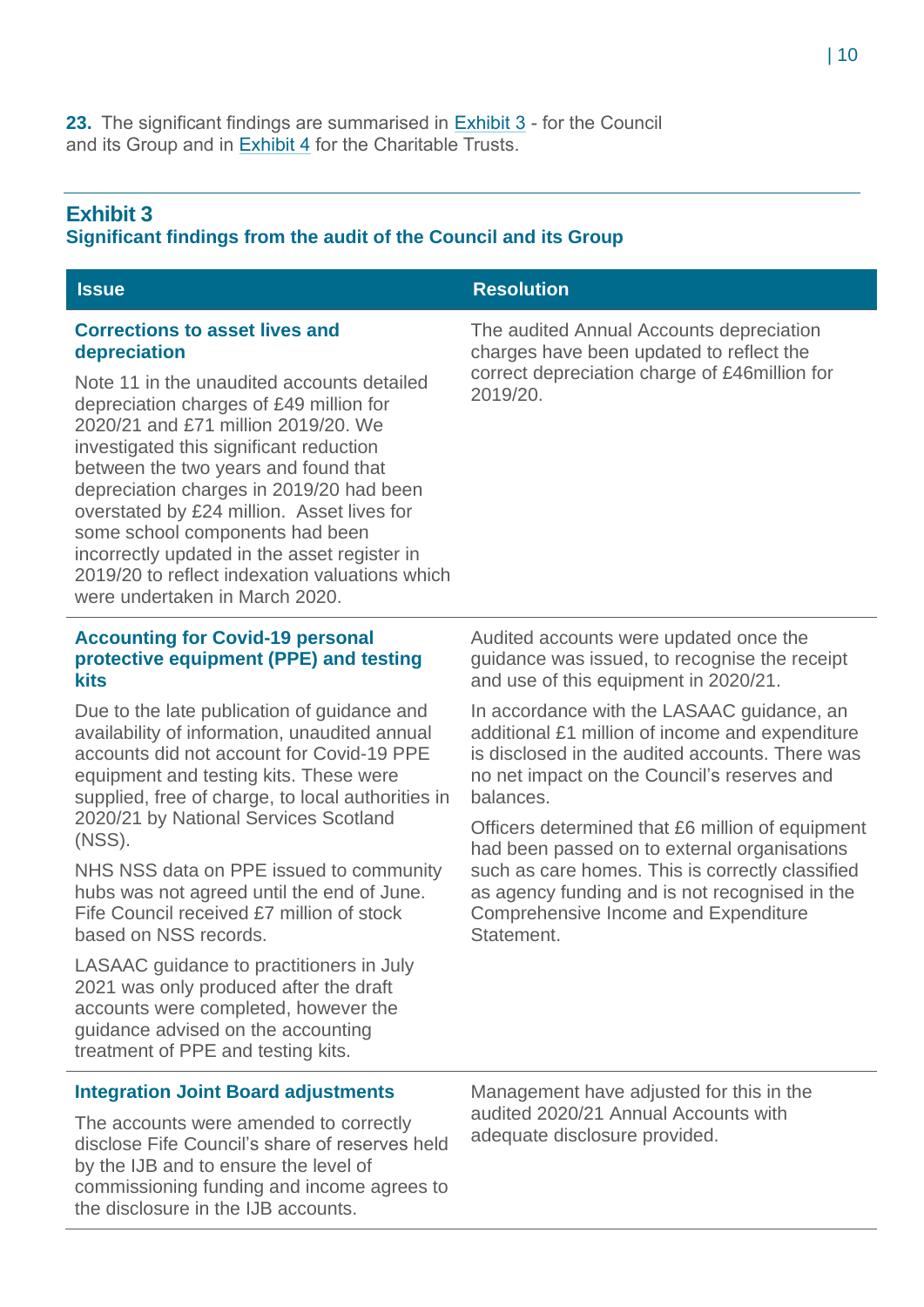**23.** The significant findings are summarised in Exhibit 3 - for the Council and its Group and in Exhibit 4 for the Charitable Trusts.

## Exhibit 3

**Significant findings from the audit of the Council and its Group**

| Issue | Resolution |
|---|---|
| **Corrections to asset lives and depreciation**<br><br>Note 11 in the unaudited accounts detailed depreciation charges of £49 million for 2020/21 and £71 million 2019/20. We investigated this significant reduction between the two years and found that depreciation charges in 2019/20 had been overstated by £24 million. Asset lives for some school components had been incorrectly updated in the asset register in 2019/20 to reflect indexation valuations which were undertaken in March 2020. | The audited Annual Accounts depreciation charges have been updated to reflect the correct depreciation charge of £46million for 2019/20. |
| **Accounting for Covid-19 personal protective equipment (PPE) and testing kits**<br><br>Due to the late publication of guidance and availability of information, unaudited annual accounts did not account for Covid-19 PPE equipment and testing kits. These were supplied, free of charge, to local authorities in 2020/21 by National Services Scotland (NSS).<br><br>NHS NSS data on PPE issued to community hubs was not agreed until the end of June. Fife Council received £7 million of stock based on NSS records.<br><br>LASAAC guidance to practitioners in July 2021 was only produced after the draft accounts were completed, however the guidance advised on the accounting treatment of PPE and testing kits. | Audited accounts were updated once the guidance was issued, to recognise the receipt and use of this equipment in 2020/21.<br><br>In accordance with the LASAAC guidance, an additional £1 million of income and expenditure is disclosed in the audited accounts. There was no net impact on the Council's reserves and balances.<br><br>Officers determined that £6 million of equipment had been passed on to external organisations such as care homes. This is correctly classified as agency funding and is not recognised in the Comprehensive Income and Expenditure Statement. |
| **Integration Joint Board adjustments**<br><br>The accounts were amended to correctly disclose Fife Council's share of reserves held by the IJB and to ensure the level of commissioning funding and income agrees to the disclosure in the IJB accounts. | Management have adjusted for this in the audited 2020/21 Annual Accounts with adequate disclosure provided. |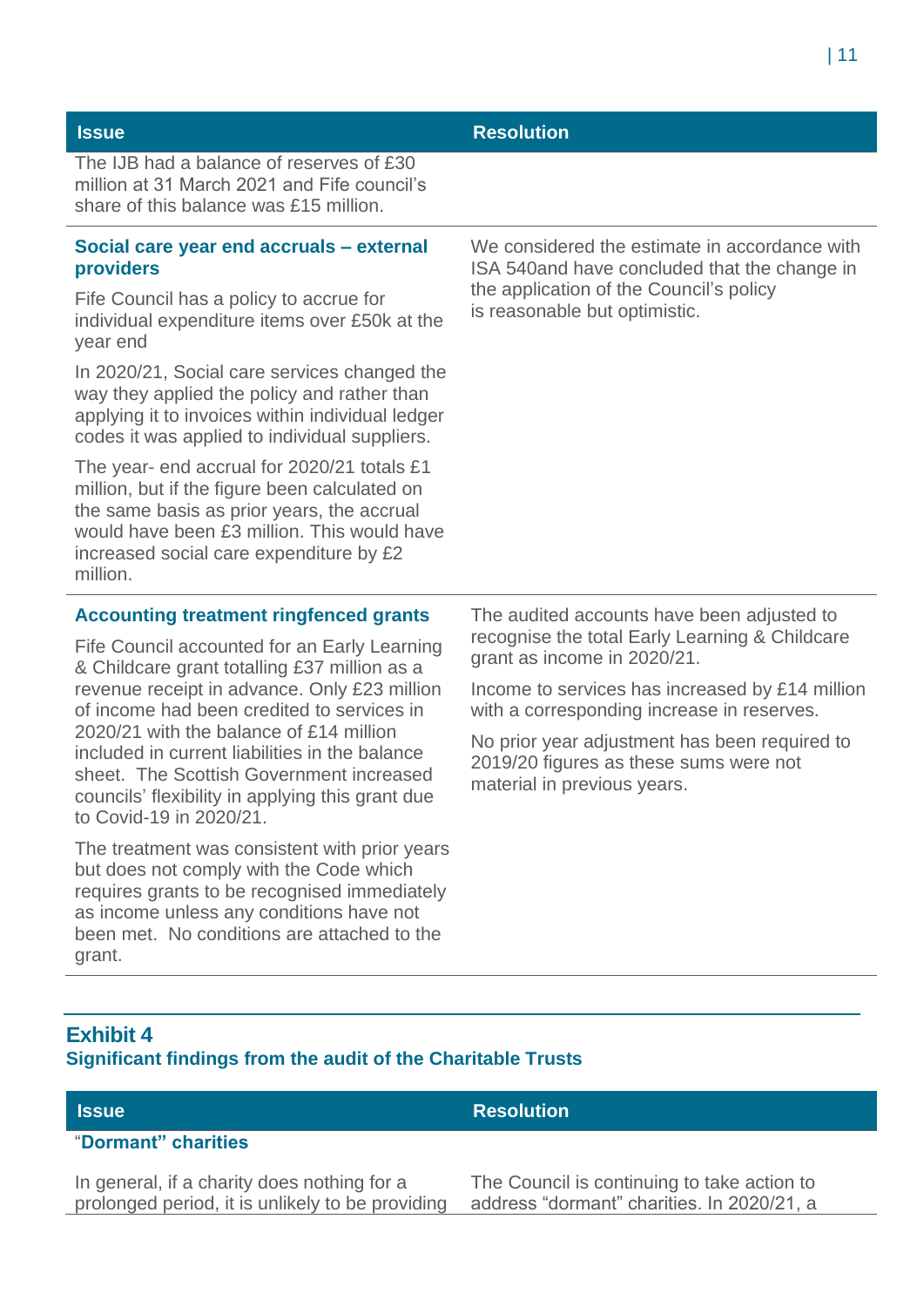| Issue | Resolution |
|---|---|
| The IJB had a balance of reserves of £30 million at 31 March 2021 and Fife council's share of this balance was £15 million. | |
| **Social care year end accruals – external providers**<br><br>Fife Council has a policy to accrue for individual expenditure items over £50k at the year end<br><br>In 2020/21, Social care services changed the way they applied the policy and rather than applying it to invoices within individual ledger codes it was applied to individual suppliers.<br><br>The year- end accrual for 2020/21 totals £1 million, but if the figure been calculated on the same basis as prior years, the accrual would have been £3 million. This would have increased social care expenditure by £2 million. | We considered the estimate in accordance with ISA 540and have concluded that the change in the application of the Council's policy is reasonable but optimistic. |
| **Accounting treatment ringfenced grants**<br><br>Fife Council accounted for an Early Learning & Childcare grant totalling £37 million as a revenue receipt in advance. Only £23 million of income had been credited to services in 2020/21 with the balance of £14 million included in current liabilities in the balance sheet. The Scottish Government increased councils' flexibility in applying this grant due to Covid-19 in 2020/21.<br><br>The treatment was consistent with prior years but does not comply with the Code which requires grants to be recognised immediately as income unless any conditions have not been met. No conditions are attached to the grant. | The audited accounts have been adjusted to recognise the total Early Learning & Childcare grant as income in 2020/21.<br><br>Income to services has increased by £14 million with a corresponding increase in reserves.<br><br>No prior year adjustment has been required to 2019/20 figures as these sums were not material in previous years. |

## Exhibit 4
### Significant findings from the audit of the Charitable Trusts

| Issue | Resolution |
|---|---|
| **"Dormant" charities**<br><br>In general, if a charity does nothing for a prolonged period, it is unlikely to be providing | The Council is continuing to take action to address "dormant" charities. In 2020/21, a |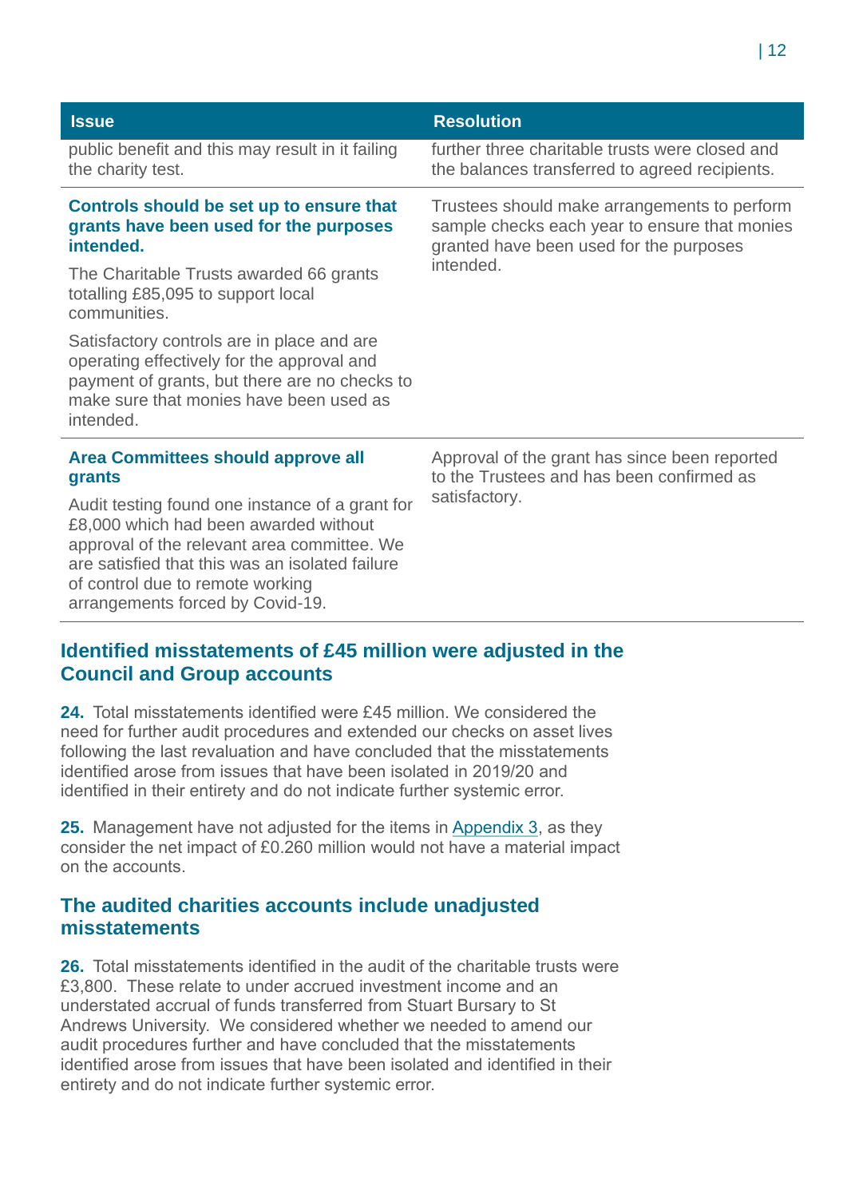| Issue | Resolution |
|---|---|
| public benefit and this may result in it failing the charity test. | further three charitable trusts were closed and the balances transferred to agreed recipients. |
| **Controls should be set up to ensure that grants have been used for the purposes intended.** The Charitable Trusts awarded 66 grants totalling £85,095 to support local communities. Satisfactory controls are in place and are operating effectively for the approval and payment of grants, but there are no checks to make sure that monies have been used as intended. | Trustees should make arrangements to perform sample checks each year to ensure that monies granted have been used for the purposes intended. |
| **Area Committees should approve all grants** Audit testing found one instance of a grant for £8,000 which had been awarded without approval of the relevant area committee. We are satisfied that this was an isolated failure of control due to remote working arrangements forced by Covid-19. | Approval of the grant has since been reported to the Trustees and has been confirmed as satisfactory. |

## Identified misstatements of £45 million were adjusted in the Council and Group accounts

**24.** Total misstatements identified were £45 million. We considered the need for further audit procedures and extended our checks on asset lives following the last revaluation and have concluded that the misstatements identified arose from issues that have been isolated in 2019/20 and identified in their entirety and do not indicate further systemic error.

**25.** Management have not adjusted for the items in Appendix 3, as they consider the net impact of £0.260 million would not have a material impact on the accounts.

## The audited charities accounts include unadjusted misstatements

**26.** Total misstatements identified in the audit of the charitable trusts were £3,800. These relate to under accrued investment income and an understated accrual of funds transferred from Stuart Bursary to St Andrews University. We considered whether we needed to amend our audit procedures further and have concluded that the misstatements identified arose from issues that have been isolated and identified in their entirety and do not indicate further systemic error.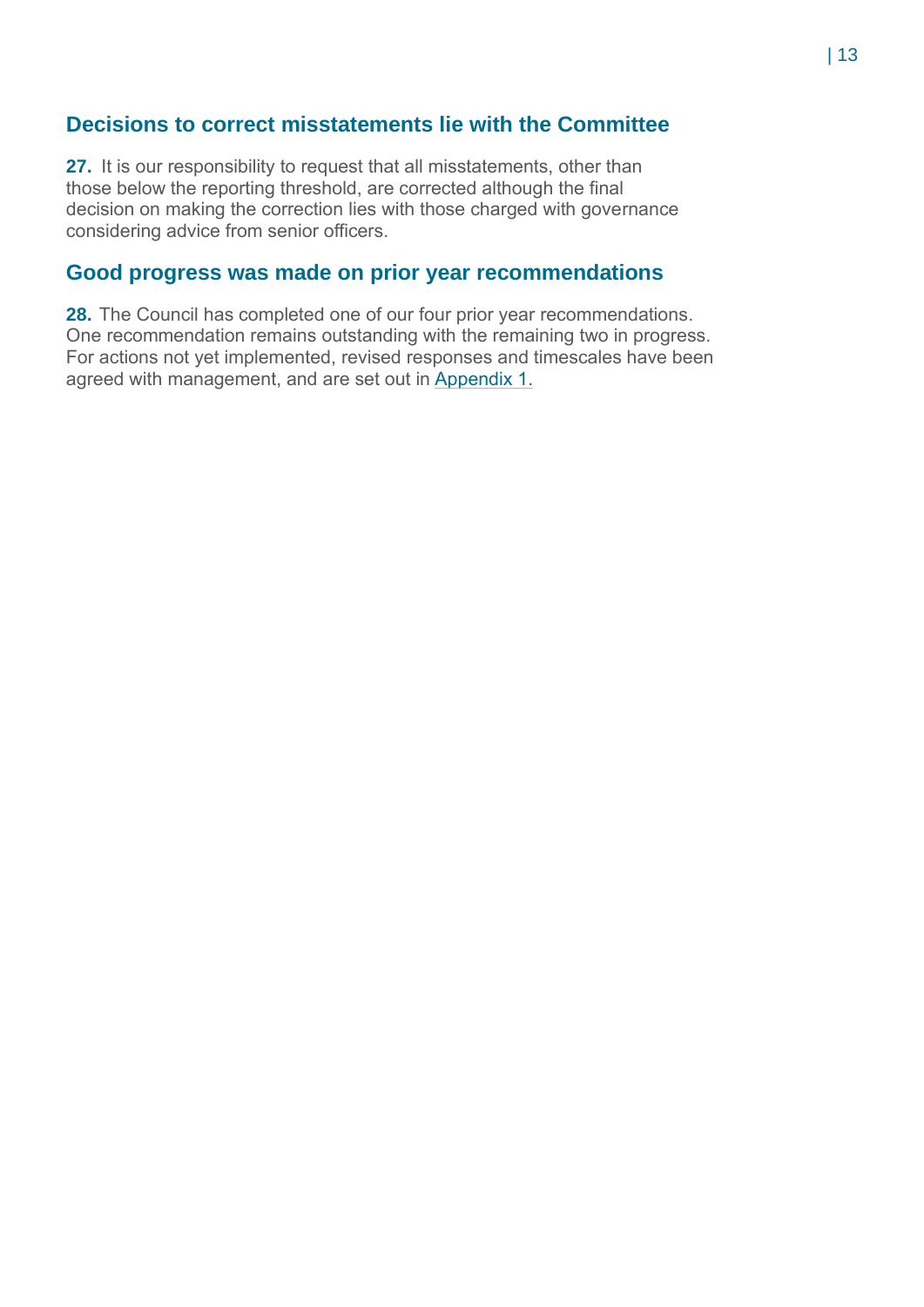## Decisions to correct misstatements lie with the Committee

**27.** It is our responsibility to request that all misstatements, other than those below the reporting threshold, are corrected although the final decision on making the correction lies with those charged with governance considering advice from senior officers.

## Good progress was made on prior year recommendations

**28.** The Council has completed one of our four prior year recommendations. One recommendation remains outstanding with the remaining two in progress. For actions not yet implemented, revised responses and timescales have been agreed with management, and are set out in Appendix 1.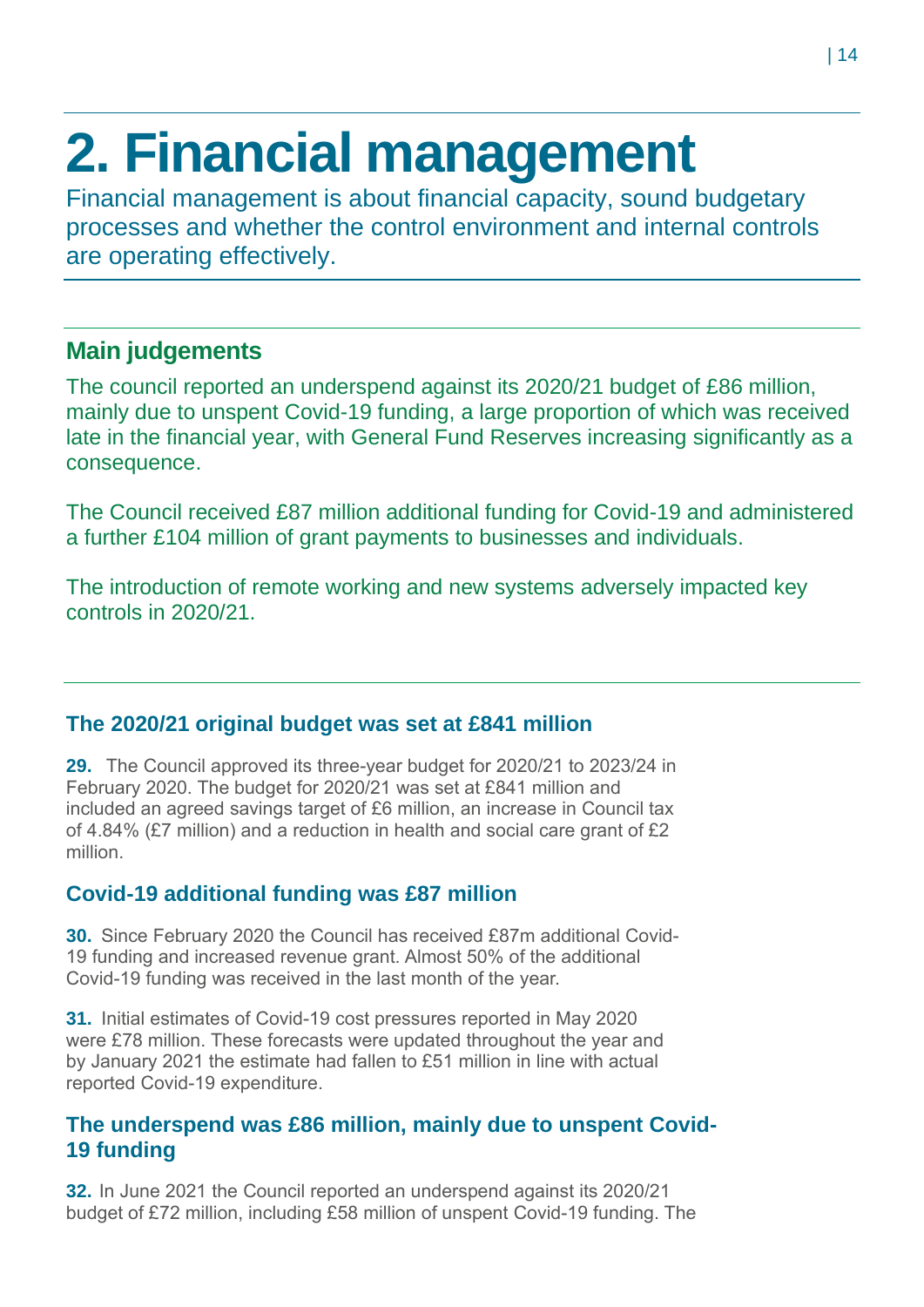# 2. Financial management

Financial management is about financial capacity, sound budgetary processes and whether the control environment and internal controls are operating effectively.

## Main judgements

The council reported an underspend against its 2020/21 budget of £86 million, mainly due to unspent Covid-19 funding, a large proportion of which was received late in the financial year, with General Fund Reserves increasing significantly as a consequence.

The Council received £87 million additional funding for Covid-19 and administered a further £104 million of grant payments to businesses and individuals.

The introduction of remote working and new systems adversely impacted key controls in 2020/21.

### The 2020/21 original budget was set at £841 million

**29.** The Council approved its three-year budget for 2020/21 to 2023/24 in February 2020. The budget for 2020/21 was set at £841 million and included an agreed savings target of £6 million, an increase in Council tax of 4.84% (£7 million) and a reduction in health and social care grant of £2 million.

### Covid-19 additional funding was £87 million

**30.** Since February 2020 the Council has received £87m additional Covid-19 funding and increased revenue grant. Almost 50% of the additional Covid-19 funding was received in the last month of the year.

**31.** Initial estimates of Covid-19 cost pressures reported in May 2020 were £78 million. These forecasts were updated throughout the year and by January 2021 the estimate had fallen to £51 million in line with actual reported Covid-19 expenditure.

### The underspend was £86 million, mainly due to unspent Covid-19 funding

**32.** In June 2021 the Council reported an underspend against its 2020/21 budget of £72 million, including £58 million of unspent Covid-19 funding. The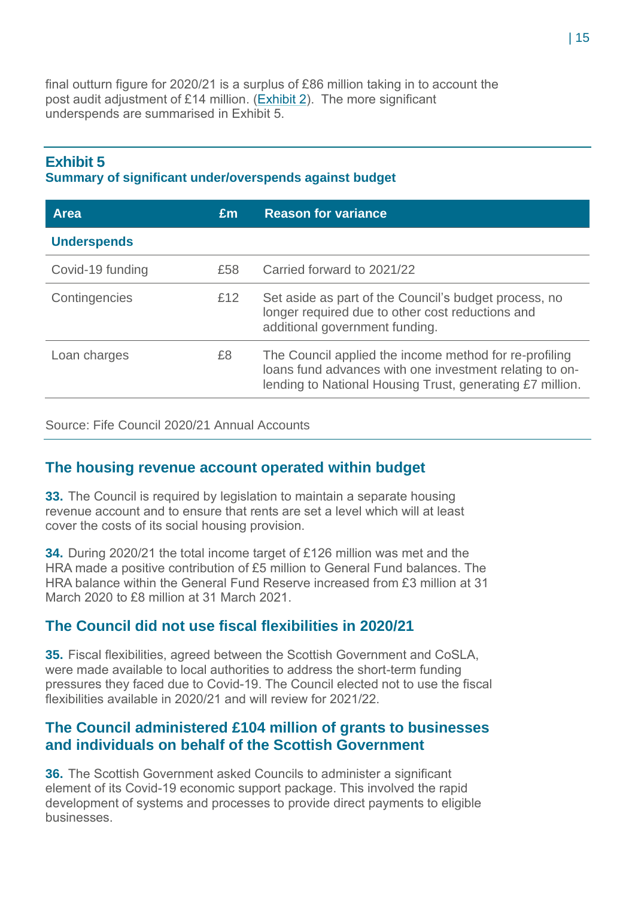final outturn figure for 2020/21 is a surplus of £86 million taking in to account the post audit adjustment of £14 million. (Exhibit 2). The more significant underspends are summarised in Exhibit 5.

**Exhibit 5**
**Summary of significant under/overspends against budget**

| Area | £m | Reason for variance |
| --- | --- | --- |
| **Underspends** | | |
| Covid-19 funding | £58 | Carried forward to 2021/22 |
| Contingencies | £12 | Set aside as part of the Council's budget process, no longer required due to other cost reductions and additional government funding. |
| Loan charges | £8 | The Council applied the income method for re-profiling loans fund advances with one investment relating to on-lending to National Housing Trust, generating £7 million. |

Source: Fife Council 2020/21 Annual Accounts

## The housing revenue account operated within budget

**33.** The Council is required by legislation to maintain a separate housing revenue account and to ensure that rents are set a level which will at least cover the costs of its social housing provision.

**34.** During 2020/21 the total income target of £126 million was met and the HRA made a positive contribution of £5 million to General Fund balances. The HRA balance within the General Fund Reserve increased from £3 million at 31 March 2020 to £8 million at 31 March 2021.

## The Council did not use fiscal flexibilities in 2020/21

**35.** Fiscal flexibilities, agreed between the Scottish Government and CoSLA, were made available to local authorities to address the short-term funding pressures they faced due to Covid-19. The Council elected not to use the fiscal flexibilities available in 2020/21 and will review for 2021/22.

## The Council administered £104 million of grants to businesses and individuals on behalf of the Scottish Government

**36.** The Scottish Government asked Councils to administer a significant element of its Covid-19 economic support package. This involved the rapid development of systems and processes to provide direct payments to eligible businesses.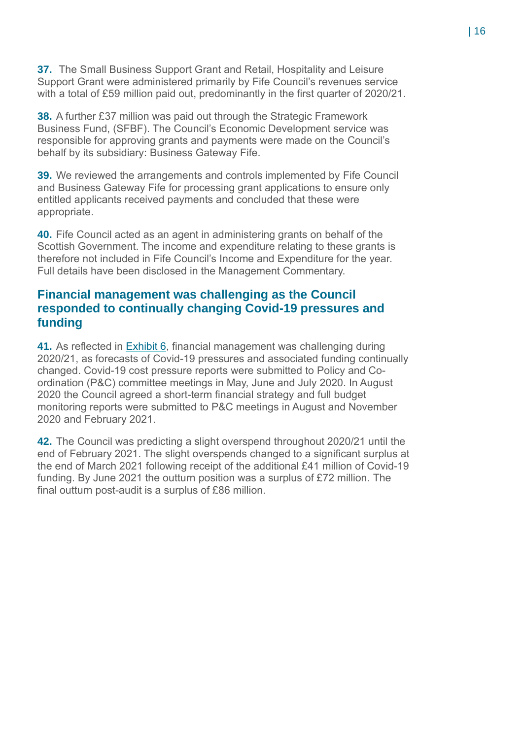**37.** The Small Business Support Grant and Retail, Hospitality and Leisure Support Grant were administered primarily by Fife Council's revenues service with a total of £59 million paid out, predominantly in the first quarter of 2020/21.

**38.** A further £37 million was paid out through the Strategic Framework Business Fund, (SFBF). The Council's Economic Development service was responsible for approving grants and payments were made on the Council's behalf by its subsidiary: Business Gateway Fife.

**39.** We reviewed the arrangements and controls implemented by Fife Council and Business Gateway Fife for processing grant applications to ensure only entitled applicants received payments and concluded that these were appropriate.

**40.** Fife Council acted as an agent in administering grants on behalf of the Scottish Government. The income and expenditure relating to these grants is therefore not included in Fife Council's Income and Expenditure for the year. Full details have been disclosed in the Management Commentary.

## Financial management was challenging as the Council responded to continually changing Covid-19 pressures and funding

**41.** As reflected in Exhibit 6, financial management was challenging during 2020/21, as forecasts of Covid-19 pressures and associated funding continually changed. Covid-19 cost pressure reports were submitted to Policy and Co-ordination (P&C) committee meetings in May, June and July 2020. In August 2020 the Council agreed a short-term financial strategy and full budget monitoring reports were submitted to P&C meetings in August and November 2020 and February 2021.

**42.** The Council was predicting a slight overspend throughout 2020/21 until the end of February 2021. The slight overspends changed to a significant surplus at the end of March 2021 following receipt of the additional £41 million of Covid-19 funding. By June 2021 the outturn position was a surplus of £72 million. The final outturn post-audit is a surplus of £86 million.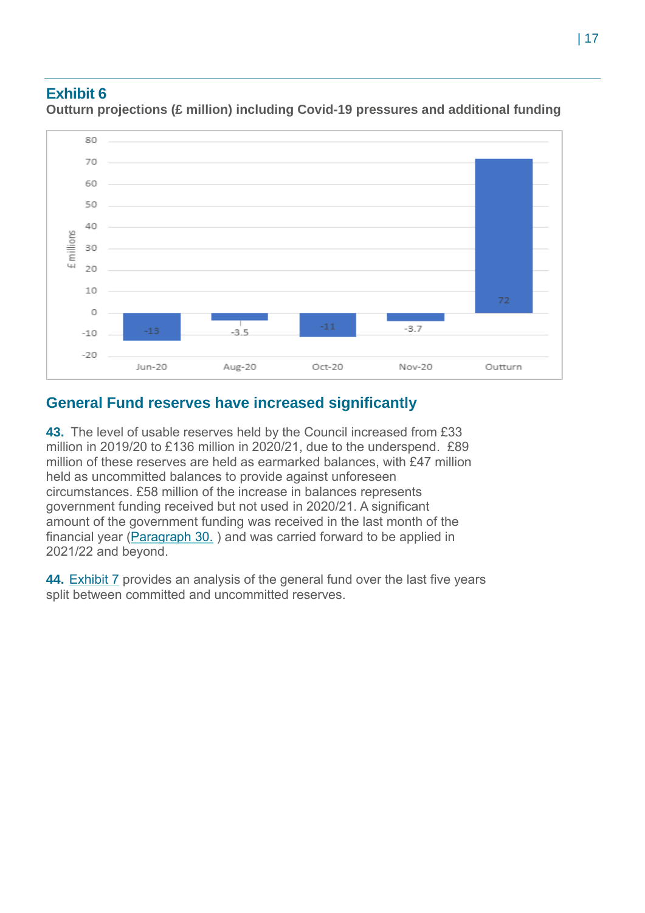## Exhibit 6

**Outturn projections (£ million) including Covid-19 pressures and additional funding**

| | Jun-20 | Aug-20 | Oct-20 | Nov-20 | Outturn |
|---|---|---|---|---|---|
| £ millions | -13 | -3.5 | -11 | -3.7 | 72 |

## General Fund reserves have increased significantly

**43.** The level of usable reserves held by the Council increased from £33 million in 2019/20 to £136 million in 2020/21, due to the underspend. £89 million of these reserves are held as earmarked balances, with £47 million held as uncommitted balances to provide against unforeseen circumstances. £58 million of the increase in balances represents government funding received but not used in 2020/21. A significant amount of the government funding was received in the last month of the financial year (Paragraph 30. ) and was carried forward to be applied in 2021/22 and beyond.

**44.** Exhibit 7 provides an analysis of the general fund over the last five years split between committed and uncommitted reserves.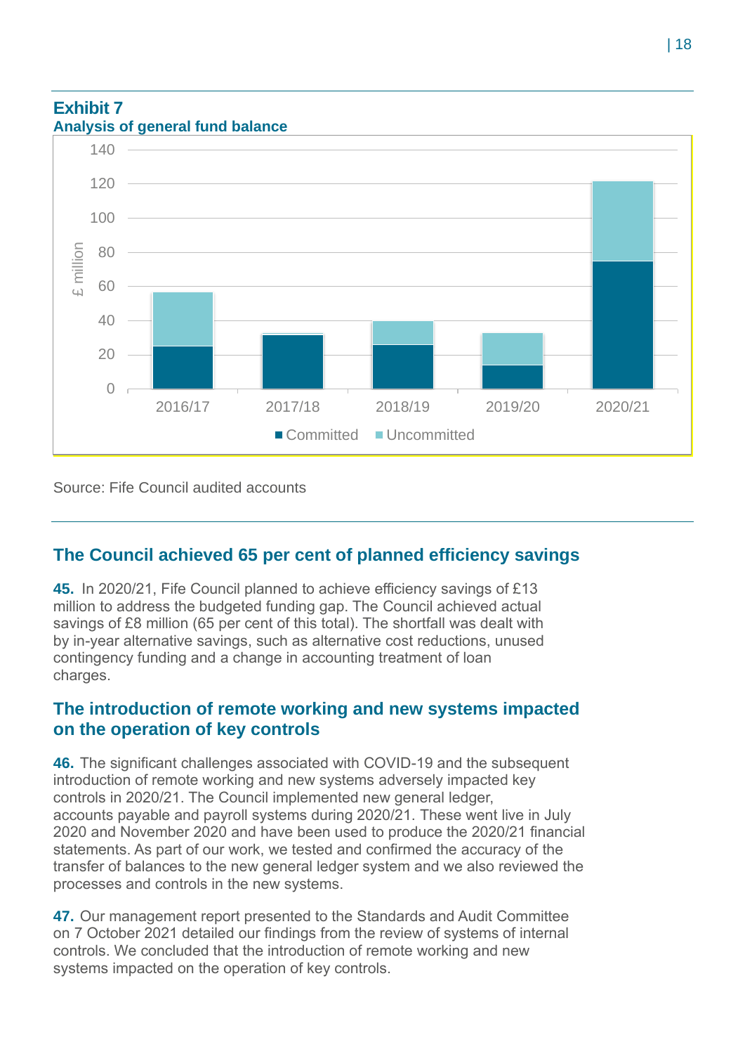**Exhibit 7**
**Analysis of general fund balance**

Source: Fife Council audited accounts

## The Council achieved 65 per cent of planned efficiency savings

**45.** In 2020/21, Fife Council planned to achieve efficiency savings of £13 million to address the budgeted funding gap. The Council achieved actual savings of £8 million (65 per cent of this total). The shortfall was dealt with by in-year alternative savings, such as alternative cost reductions, unused contingency funding and a change in accounting treatment of loan charges.

## The introduction of remote working and new systems impacted on the operation of key controls

**46.** The significant challenges associated with COVID-19 and the subsequent introduction of remote working and new systems adversely impacted key controls in 2020/21. The Council implemented new general ledger, accounts payable and payroll systems during 2020/21. These went live in July 2020 and November 2020 and have been used to produce the 2020/21 financial statements. As part of our work, we tested and confirmed the accuracy of the transfer of balances to the new general ledger system and we also reviewed the processes and controls in the new systems.

**47.** Our management report presented to the Standards and Audit Committee on 7 October 2021 detailed our findings from the review of systems of internal controls. We concluded that the introduction of remote working and new systems impacted on the operation of key controls.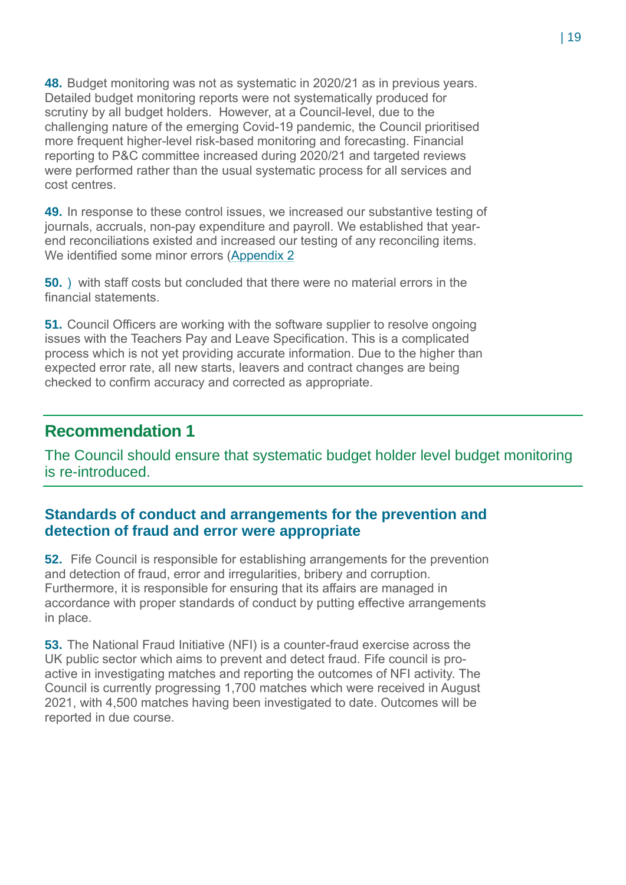**48.** Budget monitoring was not as systematic in 2020/21 as in previous years. Detailed budget monitoring reports were not systematically produced for scrutiny by all budget holders. However, at a Council-level, due to the challenging nature of the emerging Covid-19 pandemic, the Council prioritised more frequent higher-level risk-based monitoring and forecasting. Financial reporting to P&C committee increased during 2020/21 and targeted reviews were performed rather than the usual systematic process for all services and cost centres.

**49.** In response to these control issues, we increased our substantive testing of journals, accruals, non-pay expenditure and payroll. We established that year-end reconciliations existed and increased our testing of any reconciling items. We identified some minor errors (Appendix 2

**50.** ) with staff costs but concluded that there were no material errors in the financial statements.

**51.** Council Officers are working with the software supplier to resolve ongoing issues with the Teachers Pay and Leave Specification. This is a complicated process which is not yet providing accurate information. Due to the higher than expected error rate, all new starts, leavers and contract changes are being checked to confirm accuracy and corrected as appropriate.

## Recommendation 1

The Council should ensure that systematic budget holder level budget monitoring is re-introduced.

### Standards of conduct and arrangements for the prevention and detection of fraud and error were appropriate

**52.** Fife Council is responsible for establishing arrangements for the prevention and detection of fraud, error and irregularities, bribery and corruption. Furthermore, it is responsible for ensuring that its affairs are managed in accordance with proper standards of conduct by putting effective arrangements in place.

**53.** The National Fraud Initiative (NFI) is a counter-fraud exercise across the UK public sector which aims to prevent and detect fraud. Fife council is pro-active in investigating matches and reporting the outcomes of NFI activity. The Council is currently progressing 1,700 matches which were received in August 2021, with 4,500 matches having been investigated to date. Outcomes will be reported in due course.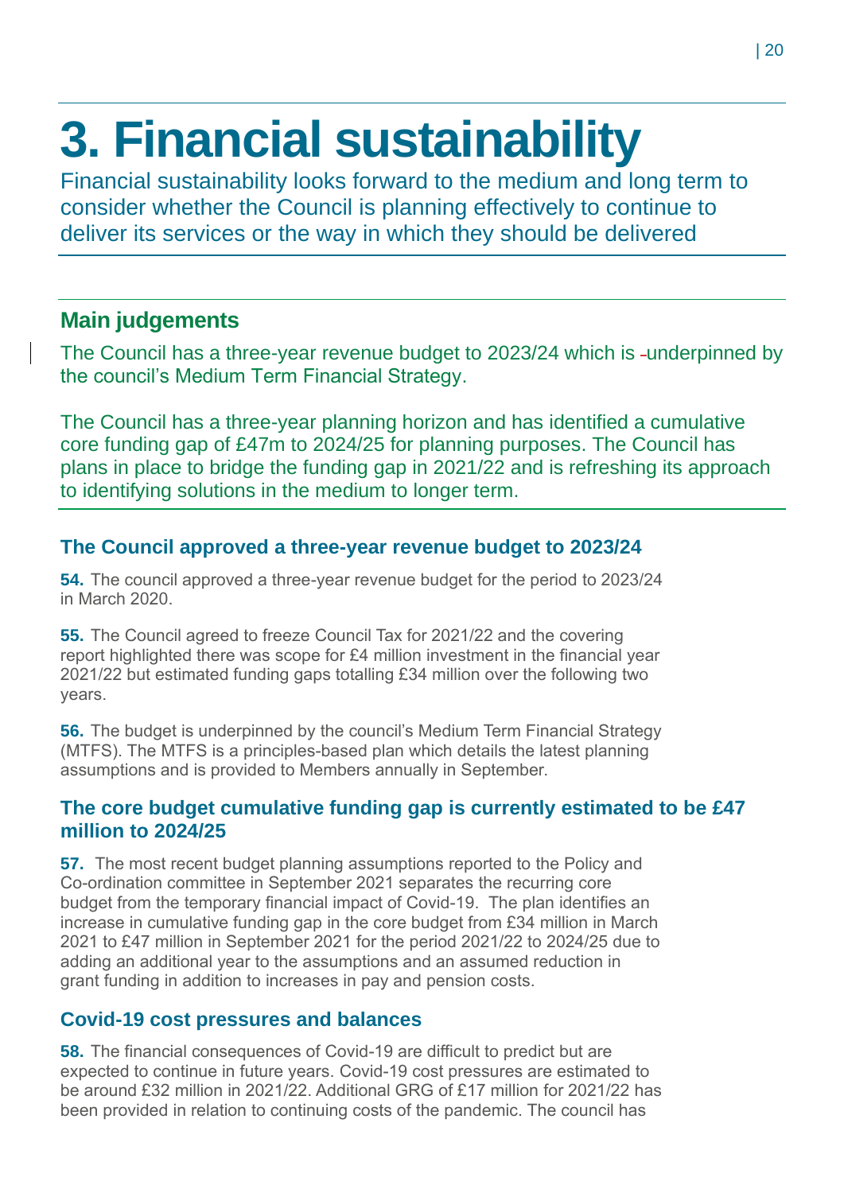# 3. Financial sustainability

Financial sustainability looks forward to the medium and long term to consider whether the Council is planning effectively to continue to deliver its services or the way in which they should be delivered

## Main judgements

The Council has a three-year revenue budget to 2023/24 which is underpinned by the council's Medium Term Financial Strategy.

The Council has a three-year planning horizon and has identified a cumulative core funding gap of £47m to 2024/25 for planning purposes. The Council has plans in place to bridge the funding gap in 2021/22 and is refreshing its approach to identifying solutions in the medium to longer term.

### The Council approved a three-year revenue budget to 2023/24

**54.** The council approved a three-year revenue budget for the period to 2023/24 in March 2020.

**55.** The Council agreed to freeze Council Tax for 2021/22 and the covering report highlighted there was scope for £4 million investment in the financial year 2021/22 but estimated funding gaps totalling £34 million over the following two years.

**56.** The budget is underpinned by the council's Medium Term Financial Strategy (MTFS). The MTFS is a principles-based plan which details the latest planning assumptions and is provided to Members annually in September.

### The core budget cumulative funding gap is currently estimated to be £47 million to 2024/25

**57.** The most recent budget planning assumptions reported to the Policy and Co-ordination committee in September 2021 separates the recurring core budget from the temporary financial impact of Covid-19. The plan identifies an increase in cumulative funding gap in the core budget from £34 million in March 2021 to £47 million in September 2021 for the period 2021/22 to 2024/25 due to adding an additional year to the assumptions and an assumed reduction in grant funding in addition to increases in pay and pension costs.

### Covid-19 cost pressures and balances

**58.** The financial consequences of Covid-19 are difficult to predict but are expected to continue in future years. Covid-19 cost pressures are estimated to be around £32 million in 2021/22. Additional GRG of £17 million for 2021/22 has been provided in relation to continuing costs of the pandemic. The council has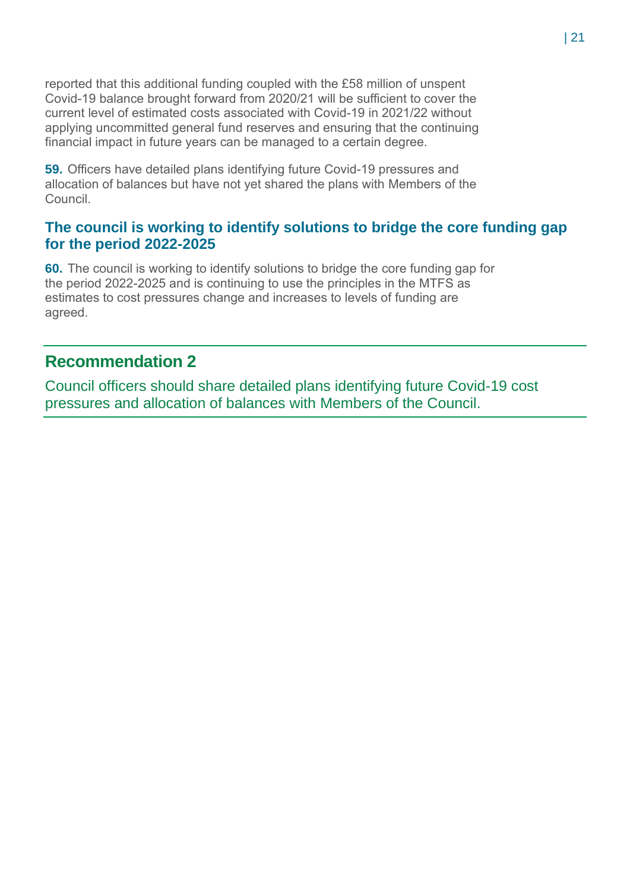reported that this additional funding coupled with the £58 million of unspent Covid-19 balance brought forward from 2020/21 will be sufficient to cover the current level of estimated costs associated with Covid-19 in 2021/22 without applying uncommitted general fund reserves and ensuring that the continuing financial impact in future years can be managed to a certain degree.

**59.** Officers have detailed plans identifying future Covid-19 pressures and allocation of balances but have not yet shared the plans with Members of the Council.

### The council is working to identify solutions to bridge the core funding gap for the period 2022-2025

**60.** The council is working to identify solutions to bridge the core funding gap for the period 2022-2025 and is continuing to use the principles in the MTFS as estimates to cost pressures change and increases to levels of funding are agreed.

## Recommendation 2

Council officers should share detailed plans identifying future Covid-19 cost pressures and allocation of balances with Members of the Council.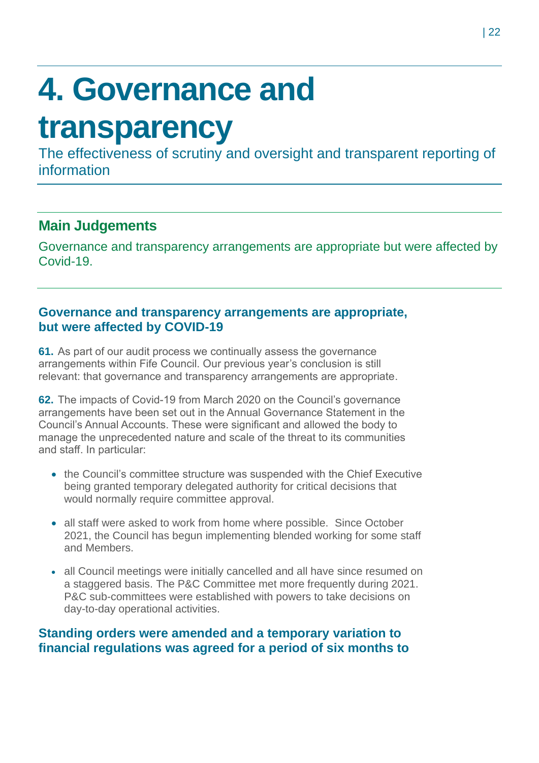# 4. Governance and transparency

The effectiveness of scrutiny and oversight and transparent reporting of information

## Main Judgements

Governance and transparency arrangements are appropriate but were affected by Covid-19.

### Governance and transparency arrangements are appropriate, but were affected by COVID-19

**61.** As part of our audit process we continually assess the governance arrangements within Fife Council. Our previous year's conclusion is still relevant: that governance and transparency arrangements are appropriate.

**62.** The impacts of Covid-19 from March 2020 on the Council's governance arrangements have been set out in the Annual Governance Statement in the Council's Annual Accounts. These were significant and allowed the body to manage the unprecedented nature and scale of the threat to its communities and staff. In particular:

- the Council's committee structure was suspended with the Chief Executive being granted temporary delegated authority for critical decisions that would normally require committee approval.
- all staff were asked to work from home where possible. Since October 2021, the Council has begun implementing blended working for some staff and Members.
- all Council meetings were initially cancelled and all have since resumed on a staggered basis. The P&C Committee met more frequently during 2021. P&C sub-committees were established with powers to take decisions on day-to-day operational activities.

### Standing orders were amended and a temporary variation to financial regulations was agreed for a period of six months to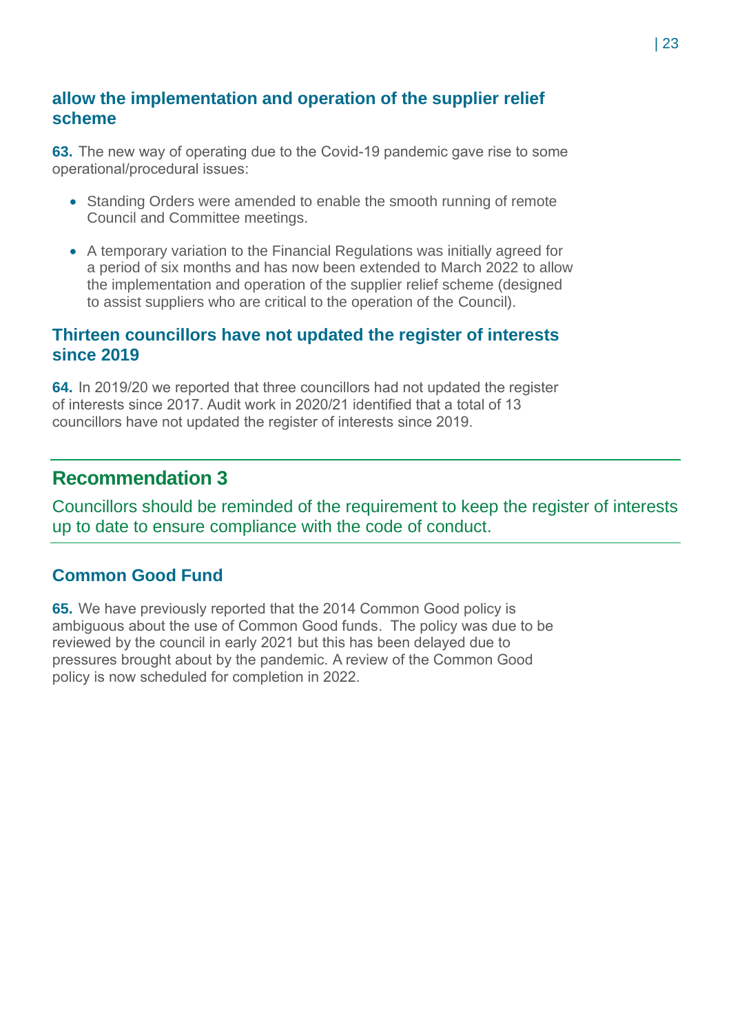### allow the implementation and operation of the supplier relief scheme

**63.** The new way of operating due to the Covid-19 pandemic gave rise to some operational/procedural issues:

- Standing Orders were amended to enable the smooth running of remote Council and Committee meetings.
- A temporary variation to the Financial Regulations was initially agreed for a period of six months and has now been extended to March 2022 to allow the implementation and operation of the supplier relief scheme (designed to assist suppliers who are critical to the operation of the Council).

### Thirteen councillors have not updated the register of interests since 2019

**64.** In 2019/20 we reported that three councillors had not updated the register of interests since 2017. Audit work in 2020/21 identified that a total of 13 councillors have not updated the register of interests since 2019.

## Recommendation 3

Councillors should be reminded of the requirement to keep the register of interests up to date to ensure compliance with the code of conduct.

### Common Good Fund

**65.** We have previously reported that the 2014 Common Good policy is ambiguous about the use of Common Good funds. The policy was due to be reviewed by the council in early 2021 but this has been delayed due to pressures brought about by the pandemic. A review of the Common Good policy is now scheduled for completion in 2022.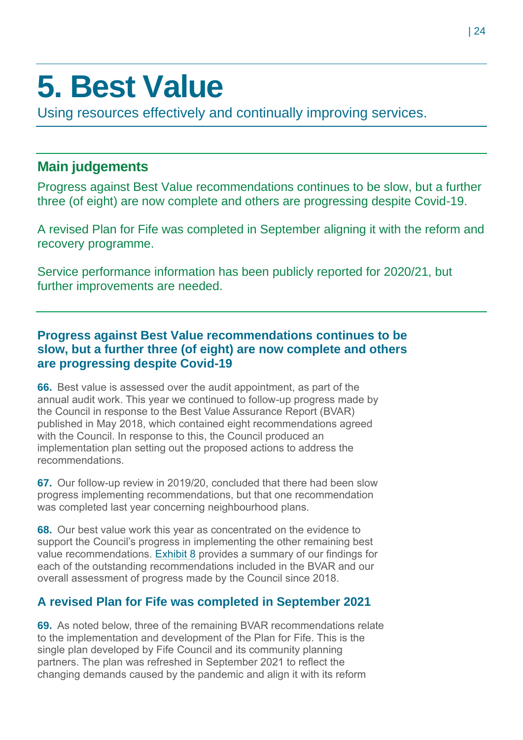# 5. Best Value

Using resources effectively and continually improving services.

## Main judgements

Progress against Best Value recommendations continues to be slow, but a further three (of eight) are now complete and others are progressing despite Covid-19.

A revised Plan for Fife was completed in September aligning it with the reform and recovery programme.

Service performance information has been publicly reported for 2020/21, but further improvements are needed.

### Progress against Best Value recommendations continues to be slow, but a further three (of eight) are now complete and others are progressing despite Covid-19

**66.** Best value is assessed over the audit appointment, as part of the annual audit work. This year we continued to follow-up progress made by the Council in response to the Best Value Assurance Report (BVAR) published in May 2018, which contained eight recommendations agreed with the Council. In response to this, the Council produced an implementation plan setting out the proposed actions to address the recommendations.

**67.** Our follow-up review in 2019/20, concluded that there had been slow progress implementing recommendations, but that one recommendation was completed last year concerning neighbourhood plans.

**68.** Our best value work this year as concentrated on the evidence to support the Council's progress in implementing the other remaining best value recommendations. Exhibit 8 provides a summary of our findings for each of the outstanding recommendations included in the BVAR and our overall assessment of progress made by the Council since 2018.

### A revised Plan for Fife was completed in September 2021

**69.** As noted below, three of the remaining BVAR recommendations relate to the implementation and development of the Plan for Fife. This is the single plan developed by Fife Council and its community planning partners. The plan was refreshed in September 2021 to reflect the changing demands caused by the pandemic and align it with its reform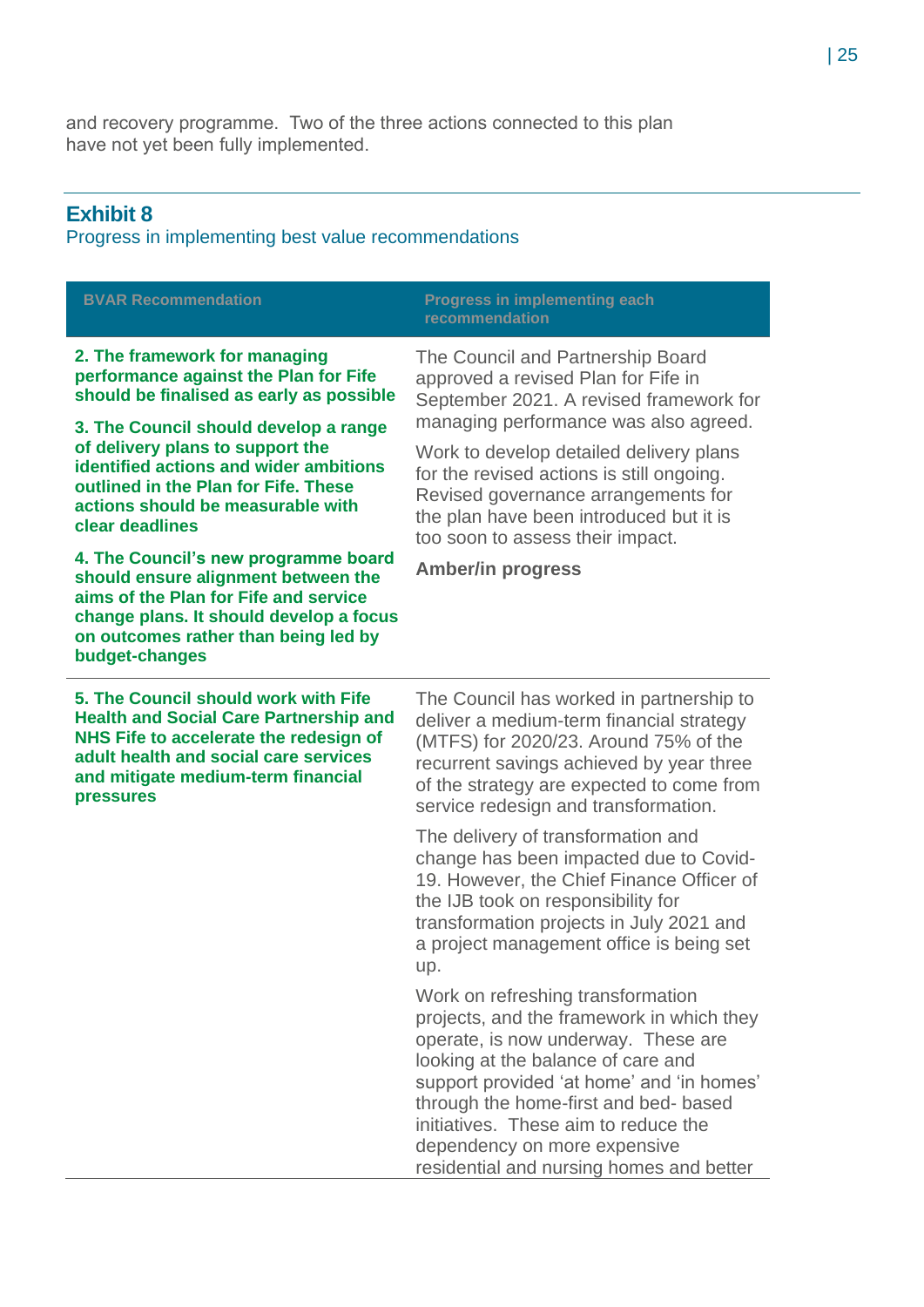and recovery programme. Two of the three actions connected to this plan have not yet been fully implemented.

## Exhibit 8

Progress in implementing best value recommendations

| BVAR Recommendation | Progress in implementing each recommendation |
|---|---|
| **2. The framework for managing performance against the Plan for Fife should be finalised as early as possible**<br><br>**3. The Council should develop a range of delivery plans to support the identified actions and wider ambitions outlined in the Plan for Fife. These actions should be measurable with clear deadlines**<br><br>**4. The Council's new programme board should ensure alignment between the aims of the Plan for Fife and service change plans. It should develop a focus on outcomes rather than being led by budget-changes** | The Council and Partnership Board approved a revised Plan for Fife in September 2021. A revised framework for managing performance was also agreed.<br><br>Work to develop detailed delivery plans for the revised actions is still ongoing. Revised governance arrangements for the plan have been introduced but it is too soon to assess their impact.<br><br>**Amber/in progress** |
| **5. The Council should work with Fife Health and Social Care Partnership and NHS Fife to accelerate the redesign of adult health and social care services and mitigate medium-term financial pressures** | The Council has worked in partnership to deliver a medium-term financial strategy (MTFS) for 2020/23. Around 75% of the recurrent savings achieved by year three of the strategy are expected to come from service redesign and transformation.<br><br>The delivery of transformation and change has been impacted due to Covid-19. However, the Chief Finance Officer of the IJB took on responsibility for transformation projects in July 2021 and a project management office is being set up.<br><br>Work on refreshing transformation projects, and the framework in which they operate, is now underway. These are looking at the balance of care and support provided 'at home' and 'in homes' through the home-first and bed- based initiatives. These aim to reduce the dependency on more expensive residential and nursing homes and better |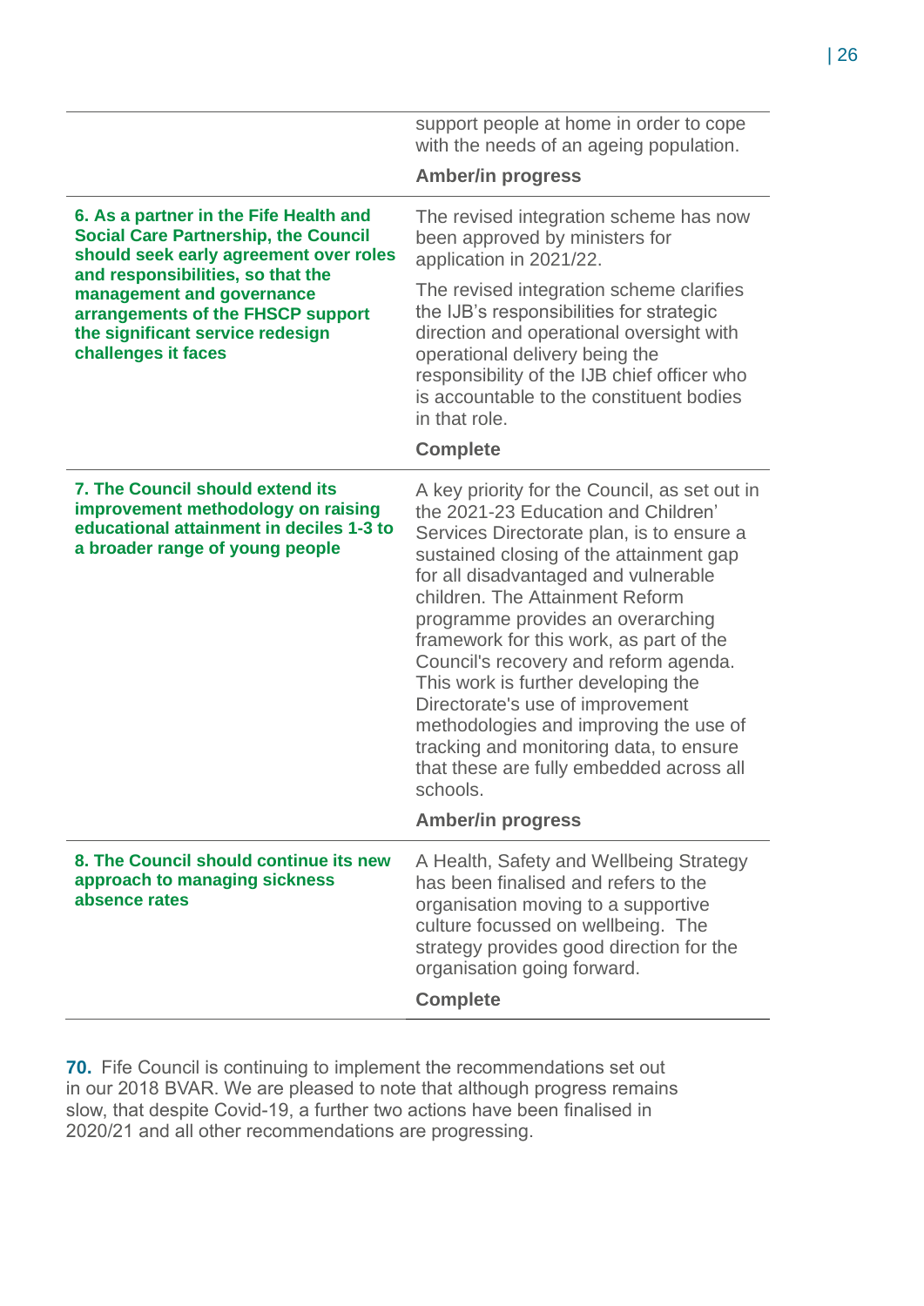| | |
|---|---|
| | support people at home in order to cope with the needs of an ageing population.<br><br>**Amber/in progress** |
| **6. As a partner in the Fife Health and Social Care Partnership, the Council should seek early agreement over roles and responsibilities, so that the management and governance arrangements of the FHSCP support the significant service redesign challenges it faces** | The revised integration scheme has now been approved by ministers for application in 2021/22.<br><br>The revised integration scheme clarifies the IJB's responsibilities for strategic direction and operational oversight with operational delivery being the responsibility of the IJB chief officer who is accountable to the constituent bodies in that role.<br><br>**Complete** |
| **7. The Council should extend its improvement methodology on raising educational attainment in deciles 1-3 to a broader range of young people** | A key priority for the Council, as set out in the 2021-23 Education and Children' Services Directorate plan, is to ensure a sustained closing of the attainment gap for all disadvantaged and vulnerable children. The Attainment Reform programme provides an overarching framework for this work, as part of the Council's recovery and reform agenda. This work is further developing the Directorate's use of improvement methodologies and improving the use of tracking and monitoring data, to ensure that these are fully embedded across all schools.<br><br>**Amber/in progress** |
| **8. The Council should continue its new approach to managing sickness absence rates** | A Health, Safety and Wellbeing Strategy has been finalised and refers to the organisation moving to a supportive culture focussed on wellbeing. The strategy provides good direction for the organisation going forward.<br><br>**Complete** |

**70.** Fife Council is continuing to implement the recommendations set out in our 2018 BVAR. We are pleased to note that although progress remains slow, that despite Covid-19, a further two actions have been finalised in 2020/21 and all other recommendations are progressing.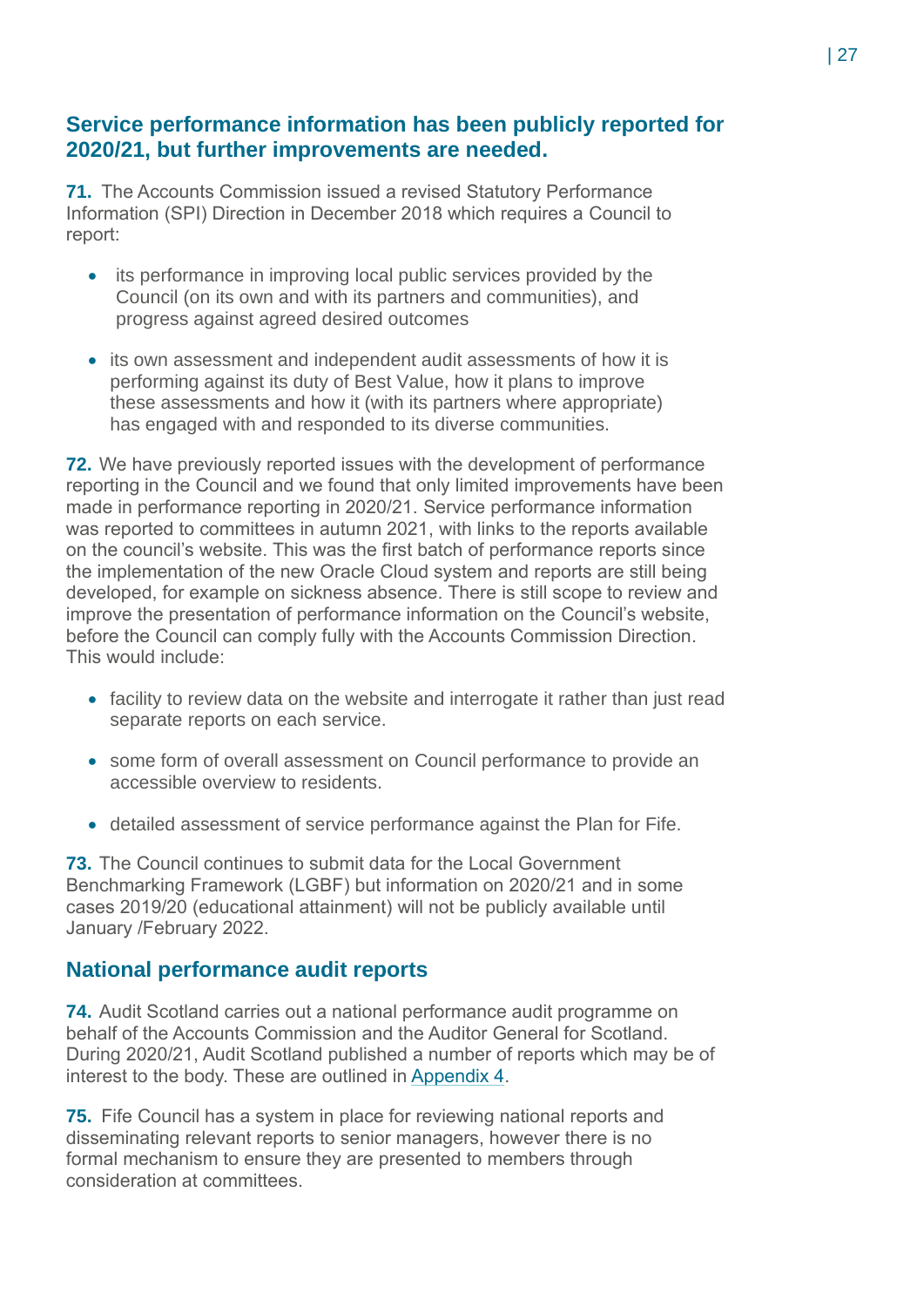## Service performance information has been publicly reported for 2020/21, but further improvements are needed.

**71.** The Accounts Commission issued a revised Statutory Performance Information (SPI) Direction in December 2018 which requires a Council to report:

- its performance in improving local public services provided by the Council (on its own and with its partners and communities), and progress against agreed desired outcomes
- its own assessment and independent audit assessments of how it is performing against its duty of Best Value, how it plans to improve these assessments and how it (with its partners where appropriate) has engaged with and responded to its diverse communities.

**72.** We have previously reported issues with the development of performance reporting in the Council and we found that only limited improvements have been made in performance reporting in 2020/21. Service performance information was reported to committees in autumn 2021, with links to the reports available on the council's website. This was the first batch of performance reports since the implementation of the new Oracle Cloud system and reports are still being developed, for example on sickness absence. There is still scope to review and improve the presentation of performance information on the Council's website, before the Council can comply fully with the Accounts Commission Direction. This would include:

- facility to review data on the website and interrogate it rather than just read separate reports on each service.
- some form of overall assessment on Council performance to provide an accessible overview to residents.
- detailed assessment of service performance against the Plan for Fife.

**73.** The Council continues to submit data for the Local Government Benchmarking Framework (LGBF) but information on 2020/21 and in some cases 2019/20 (educational attainment) will not be publicly available until January /February 2022.

## National performance audit reports

**74.** Audit Scotland carries out a national performance audit programme on behalf of the Accounts Commission and the Auditor General for Scotland. During 2020/21, Audit Scotland published a number of reports which may be of interest to the body. These are outlined in Appendix 4.

**75.** Fife Council has a system in place for reviewing national reports and disseminating relevant reports to senior managers, however there is no formal mechanism to ensure they are presented to members through consideration at committees.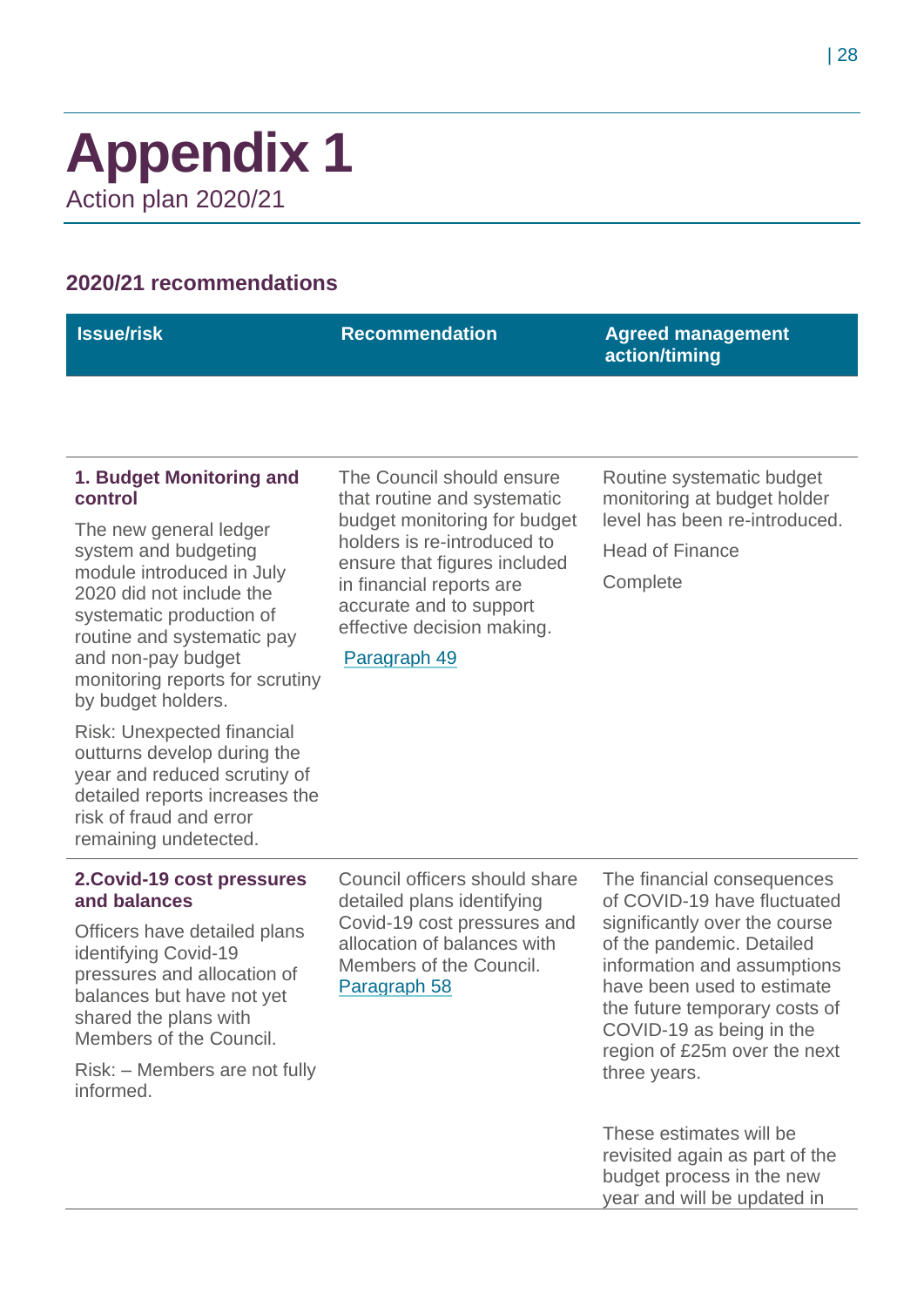# Appendix 1

Action plan 2020/21

## 2020/21 recommendations

| Issue/risk | Recommendation | Agreed management action/timing |
| --- | --- | --- |
| **1. Budget Monitoring and control**<br><br>The new general ledger system and budgeting module introduced in July 2020 did not include the systematic production of routine and systematic pay and non-pay budget monitoring reports for scrutiny by budget holders.<br><br>Risk: Unexpected financial outturns develop during the year and reduced scrutiny of detailed reports increases the risk of fraud and error remaining undetected. | The Council should ensure that routine and systematic budget monitoring for budget holders is re-introduced to ensure that figures included in financial reports are accurate and to support effective decision making.<br><br>Paragraph 49 | Routine systematic budget monitoring at budget holder level has been re-introduced.<br><br>Head of Finance<br><br>Complete |
| **2.Covid-19 cost pressures and balances**<br><br>Officers have detailed plans identifying Covid-19 pressures and allocation of balances but have not yet shared the plans with Members of the Council.<br><br>Risk: – Members are not fully informed. | Council officers should share detailed plans identifying Covid-19 cost pressures and allocation of balances with Members of the Council. Paragraph 58 | The financial consequences of COVID-19 have fluctuated significantly over the course of the pandemic. Detailed information and assumptions have been used to estimate the future temporary costs of COVID-19 as being in the region of £25m over the next three years.<br><br>These estimates will be revisited again as part of the budget process in the new year and will be updated in |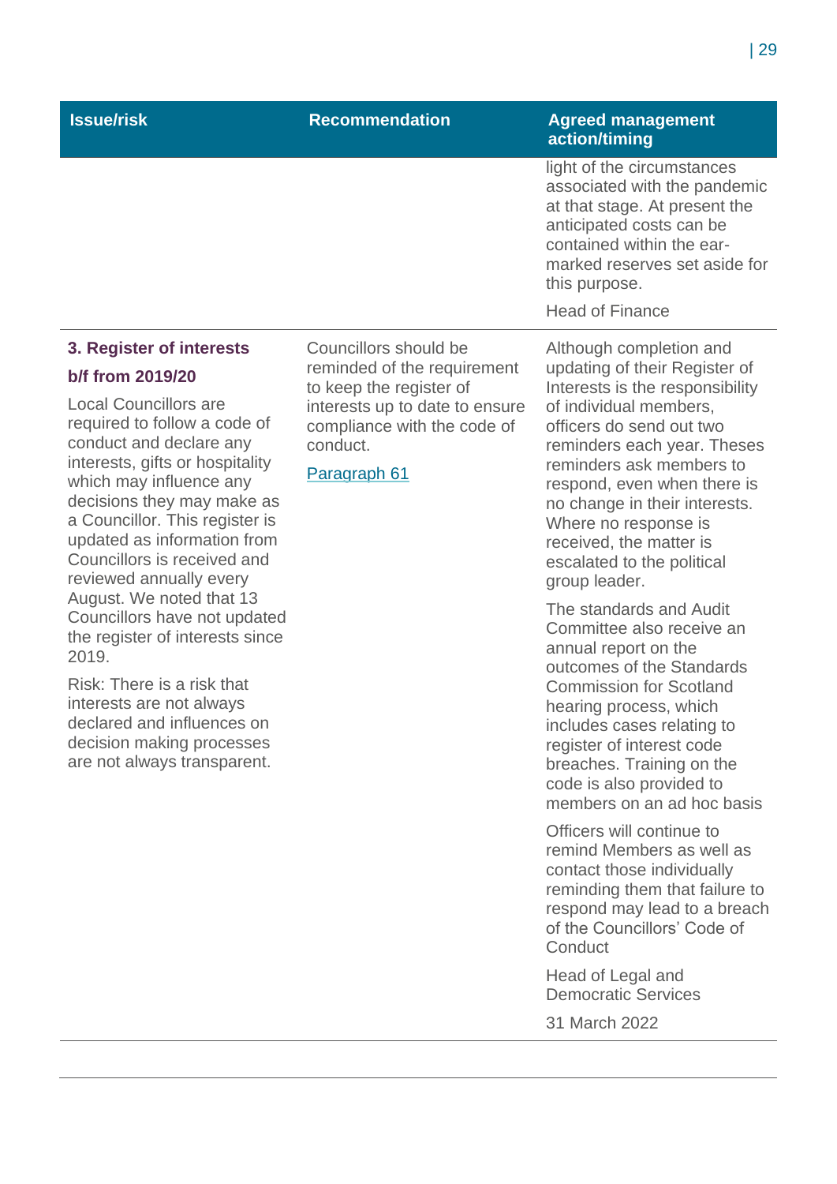| Issue/risk | Recommendation | Agreed management action/timing |
| --- | --- | --- |
| | | light of the circumstances associated with the pandemic at that stage. At present the anticipated costs can be contained within the ear-marked reserves set aside for this purpose.<br><br>Head of Finance |
| **3. Register of interests**<br><br>**b/f from 2019/20**<br><br>Local Councillors are required to follow a code of conduct and declare any interests, gifts or hospitality which may influence any decisions they may make as a Councillor. This register is updated as information from Councillors is received and reviewed annually every August. We noted that 13 Councillors have not updated the register of interests since 2019.<br><br>Risk: There is a risk that interests are not always declared and influences on decision making processes are not always transparent. | Councillors should be reminded of the requirement to keep the register of interests up to date to ensure compliance with the code of conduct.<br><br>Paragraph 61 | Although completion and updating of their Register of Interests is the responsibility of individual members, officers do send out two reminders each year. Theses reminders ask members to respond, even when there is no change in their interests. Where no response is received, the matter is escalated to the political group leader.<br><br>The standards and Audit Committee also receive an annual report on the outcomes of the Standards Commission for Scotland hearing process, which includes cases relating to register of interest code breaches. Training on the code is also provided to members on an ad hoc basis<br><br>Officers will continue to remind Members as well as contact those individually reminding them that failure to respond may lead to a breach of the Councillors' Code of Conduct<br><br>Head of Legal and Democratic Services<br><br>31 March 2022 |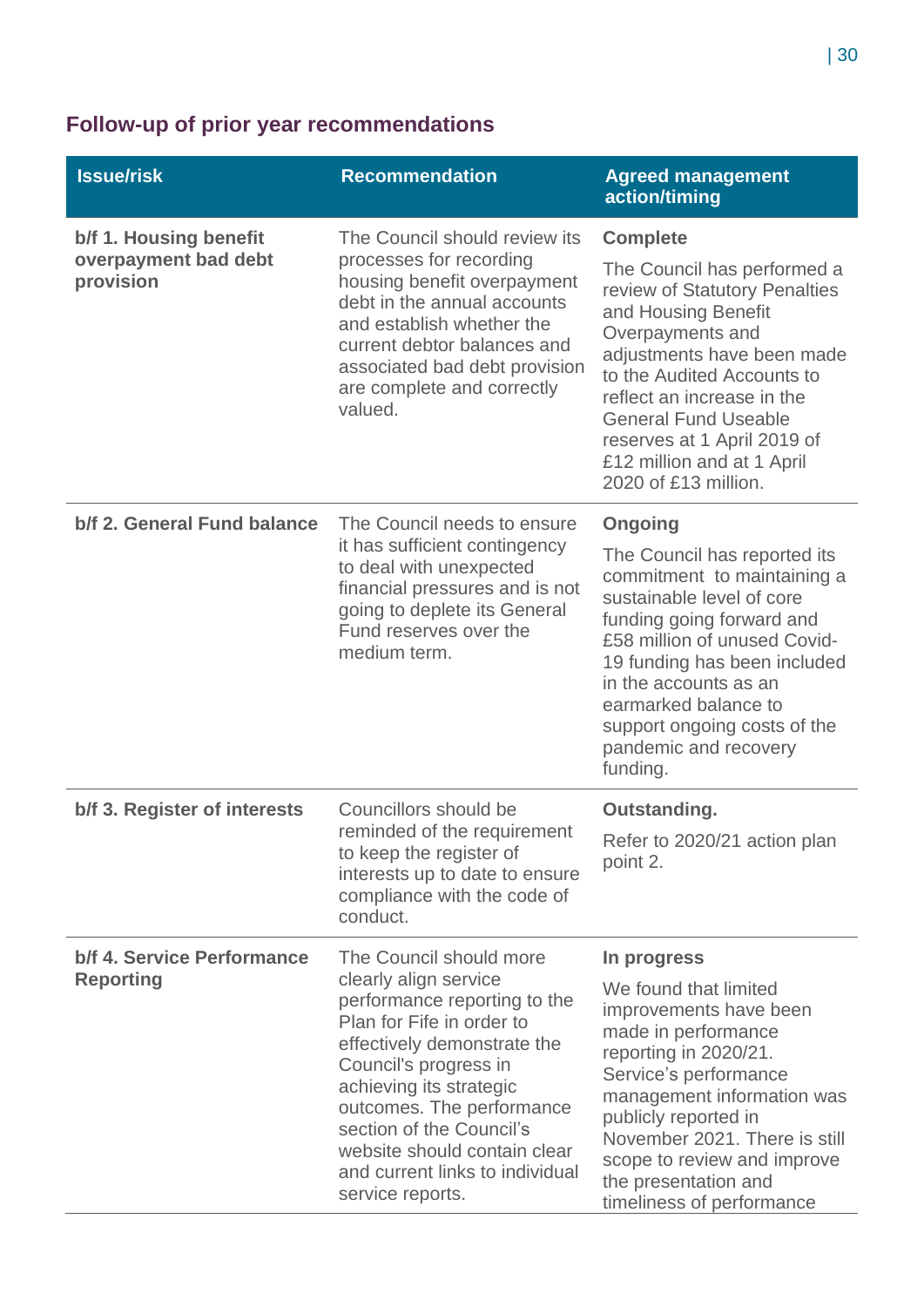## Follow-up of prior year recommendations

| Issue/risk | Recommendation | Agreed management action/timing |
|---|---|---|
| **b/f 1. Housing benefit overpayment bad debt provision** | The Council should review its processes for recording housing benefit overpayment debt in the annual accounts and establish whether the current debtor balances and associated bad debt provision are complete and correctly valued. | **Complete**<br><br>The Council has performed a review of Statutory Penalties and Housing Benefit Overpayments and adjustments have been made to the Audited Accounts to reflect an increase in the General Fund Useable reserves at 1 April 2019 of £12 million and at 1 April 2020 of £13 million. |
| **b/f 2. General Fund balance** | The Council needs to ensure it has sufficient contingency to deal with unexpected financial pressures and is not going to deplete its General Fund reserves over the medium term. | **Ongoing**<br><br>The Council has reported its commitment to maintaining a sustainable level of core funding going forward and £58 million of unused Covid-19 funding has been included in the accounts as an earmarked balance to support ongoing costs of the pandemic and recovery funding. |
| **b/f 3. Register of interests** | Councillors should be reminded of the requirement to keep the register of interests up to date to ensure compliance with the code of conduct. | **Outstanding.**<br><br>Refer to 2020/21 action plan point 2. |
| **b/f 4. Service Performance Reporting** | The Council should more clearly align service performance reporting to the Plan for Fife in order to effectively demonstrate the Council's progress in achieving its strategic outcomes. The performance section of the Council's website should contain clear and current links to individual service reports. | **In progress**<br><br>We found that limited improvements have been made in performance reporting in 2020/21. Service's performance management information was publicly reported in November 2021. There is still scope to review and improve the presentation and timeliness of performance |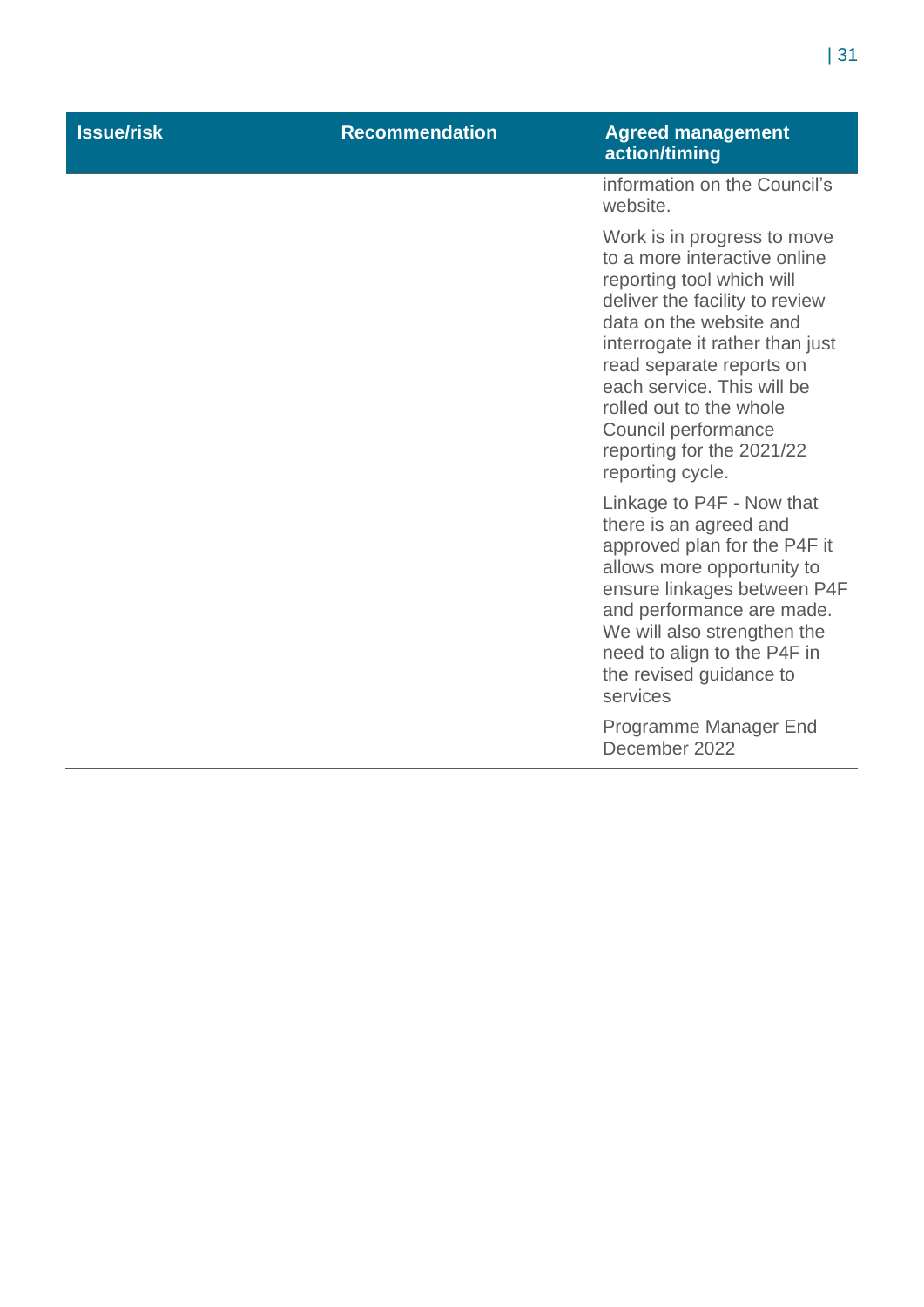| Issue/risk | Recommendation | Agreed management action/timing |
|---|---|---|
| | | information on the Council's website.<br><br>Work is in progress to move to a more interactive online reporting tool which will deliver the facility to review data on the website and interrogate it rather than just read separate reports on each service. This will be rolled out to the whole Council performance reporting for the 2021/22 reporting cycle.<br><br>Linkage to P4F - Now that there is an agreed and approved plan for the P4F it allows more opportunity to ensure linkages between P4F and performance are made. We will also strengthen the need to align to the P4F in the revised guidance to services<br><br>Programme Manager End December 2022 |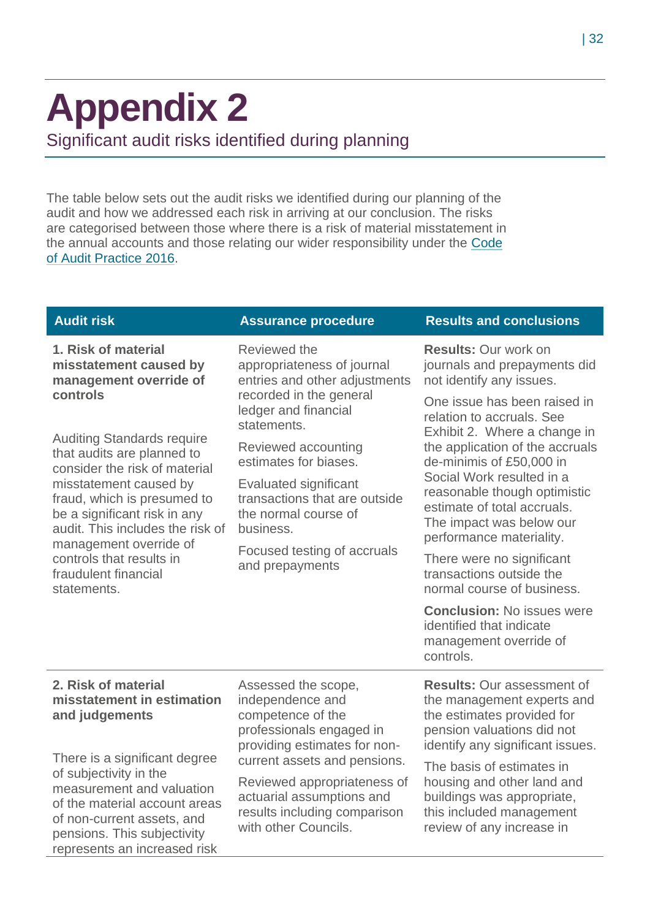# Appendix 2

## Significant audit risks identified during planning

The table below sets out the audit risks we identified during our planning of the audit and how we addressed each risk in arriving at our conclusion. The risks are categorised between those where there is a risk of material misstatement in the annual accounts and those relating our wider responsibility under the Code of Audit Practice 2016.

| Audit risk | Assurance procedure | Results and conclusions |
|---|---|---|
| **1. Risk of material misstatement caused by management override of controls**<br><br>Auditing Standards require that audits are planned to consider the risk of material misstatement caused by fraud, which is presumed to be a significant risk in any audit. This includes the risk of management override of controls that results in fraudulent financial statements. | Reviewed the appropriateness of journal entries and other adjustments recorded in the general ledger and financial statements.<br><br>Reviewed accounting estimates for biases.<br><br>Evaluated significant transactions that are outside the normal course of business.<br><br>Focused testing of accruals and prepayments | **Results:** Our work on journals and prepayments did not identify any issues.<br><br>One issue has been raised in relation to accruals. See Exhibit 2. Where a change in the application of the accruals de-minimis of £50,000 in Social Work resulted in a reasonable though optimistic estimate of total accruals. The impact was below our performance materiality.<br><br>There were no significant transactions outside the normal course of business.<br><br>**Conclusion:** No issues were identified that indicate management override of controls. |
| **2. Risk of material misstatement in estimation and judgements**<br><br>There is a significant degree of subjectivity in the measurement and valuation of the material account areas of non-current assets, and pensions. This subjectivity represents an increased risk | Assessed the scope, independence and competence of the professionals engaged in providing estimates for non-current assets and pensions.<br><br>Reviewed appropriateness of actuarial assumptions and results including comparison with other Councils. | **Results:** Our assessment of the management experts and the estimates provided for pension valuations did not identify any significant issues.<br><br>The basis of estimates in housing and other land and buildings was appropriate, this included management review of any increase in |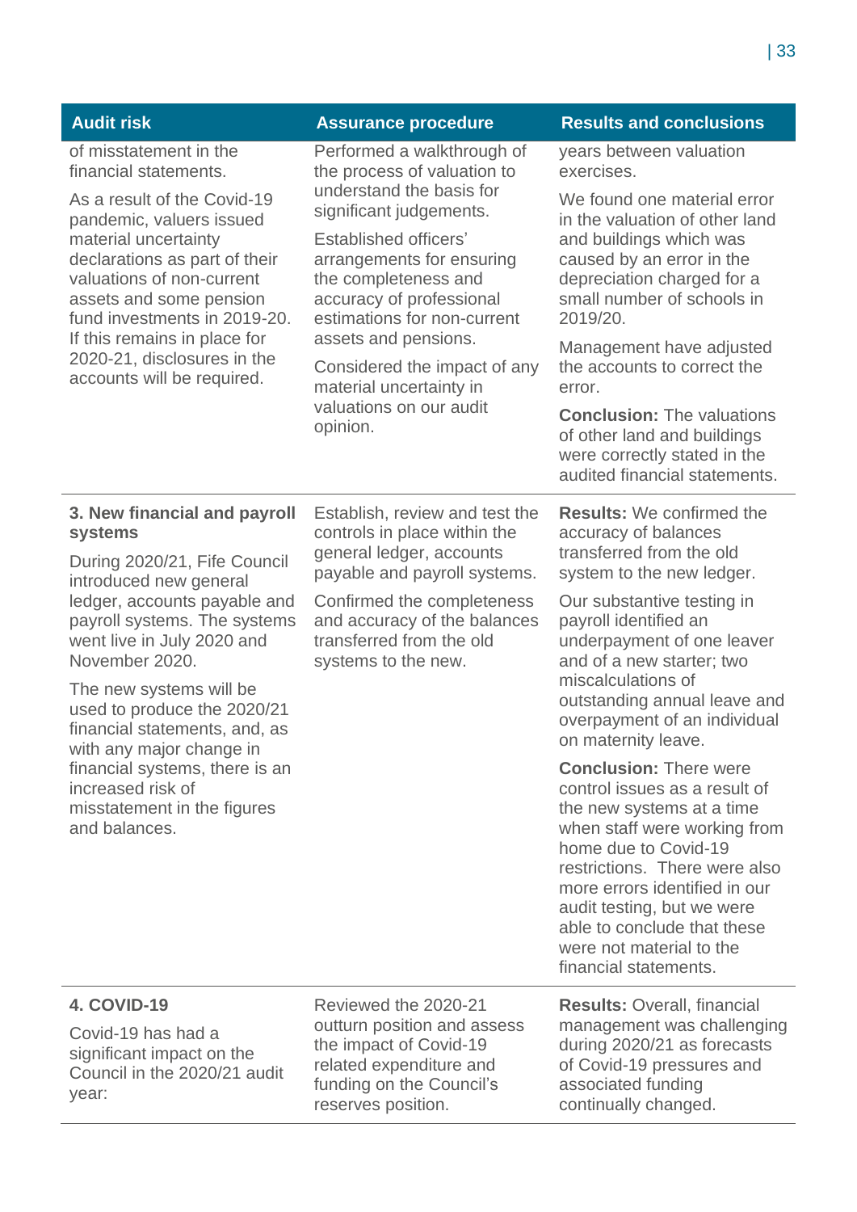| Audit risk | Assurance procedure | Results and conclusions |
|---|---|---|
| of misstatement in the financial statements.<br><br>As a result of the Covid-19 pandemic, valuers issued material uncertainty declarations as part of their valuations of non-current assets and some pension fund investments in 2019-20. If this remains in place for 2020-21, disclosures in the accounts will be required. | Performed a walkthrough of the process of valuation to understand the basis for significant judgements.<br><br>Established officers' arrangements for ensuring the completeness and accuracy of professional estimations for non-current assets and pensions.<br><br>Considered the impact of any material uncertainty in valuations on our audit opinion. | years between valuation exercises.<br><br>We found one material error in the valuation of other land and buildings which was caused by an error in the depreciation charged for a small number of schools in 2019/20.<br><br>Management have adjusted the accounts to correct the error.<br><br>**Conclusion:** The valuations of other land and buildings were correctly stated in the audited financial statements. |
| **3. New financial and payroll systems**<br><br>During 2020/21, Fife Council introduced new general ledger, accounts payable and payroll systems. The systems went live in July 2020 and November 2020.<br><br>The new systems will be used to produce the 2020/21 financial statements, and, as with any major change in financial systems, there is an increased risk of misstatement in the figures and balances. | Establish, review and test the controls in place within the general ledger, accounts payable and payroll systems.<br><br>Confirmed the completeness and accuracy of the balances transferred from the old systems to the new. | **Results:** We confirmed the accuracy of balances transferred from the old system to the new ledger.<br><br>Our substantive testing in payroll identified an underpayment of one leaver and of a new starter; two miscalculations of outstanding annual leave and overpayment of an individual on maternity leave.<br><br>**Conclusion:** There were control issues as a result of the new systems at a time when staff were working from home due to Covid-19 restrictions. There were also more errors identified in our audit testing, but we were able to conclude that these were not material to the financial statements. |
| **4. COVID-19**<br><br>Covid-19 has had a significant impact on the Council in the 2020/21 audit year: | Reviewed the 2020-21 outturn position and assess the impact of Covid-19 related expenditure and funding on the Council's reserves position. | **Results:** Overall, financial management was challenging during 2020/21 as forecasts of Covid-19 pressures and associated funding continually changed. |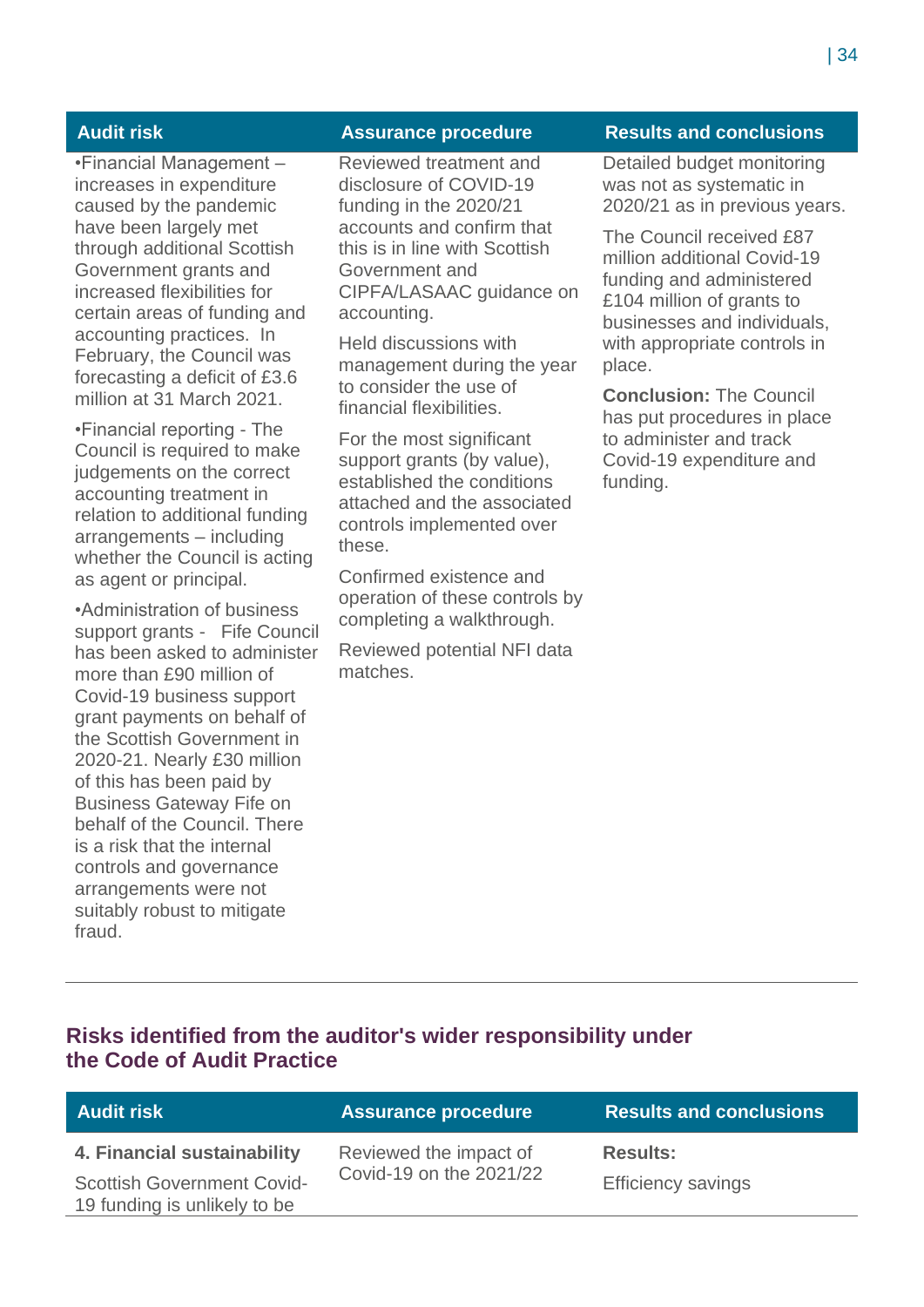| Audit risk | Assurance procedure | Results and conclusions |
|---|---|---|
| •Financial Management – increases in expenditure caused by the pandemic have been largely met through additional Scottish Government grants and increased flexibilities for certain areas of funding and accounting practices. In February, the Council was forecasting a deficit of £3.6 million at 31 March 2021.<br><br>•Financial reporting - The Council is required to make judgements on the correct accounting treatment in relation to additional funding arrangements – including whether the Council is acting as agent or principal.<br><br>•Administration of business support grants - Fife Council has been asked to administer more than £90 million of Covid-19 business support grant payments on behalf of the Scottish Government in 2020-21. Nearly £30 million of this has been paid by Business Gateway Fife on behalf of the Council. There is a risk that the internal controls and governance arrangements were not suitably robust to mitigate fraud. | Reviewed treatment and disclosure of COVID-19 funding in the 2020/21 accounts and confirm that this is in line with Scottish Government and CIPFA/LASAAC guidance on accounting.<br><br>Held discussions with management during the year to consider the use of financial flexibilities.<br><br>For the most significant support grants (by value), established the conditions attached and the associated controls implemented over these.<br><br>Confirmed existence and operation of these controls by completing a walkthrough.<br><br>Reviewed potential NFI data matches. | Detailed budget monitoring was not as systematic in 2020/21 as in previous years.<br><br>The Council received £87 million additional Covid-19 funding and administered £104 million of grants to businesses and individuals, with appropriate controls in place.<br><br>**Conclusion:** The Council has put procedures in place to administer and track Covid-19 expenditure and funding. |

## Risks identified from the auditor's wider responsibility under the Code of Audit Practice

| Audit risk | Assurance procedure | Results and conclusions |
|---|---|---|
| **4. Financial sustainability**<br><br>Scottish Government Covid-19 funding is unlikely to be | Reviewed the impact of Covid-19 on the 2021/22 | **Results:**<br><br>Efficiency savings |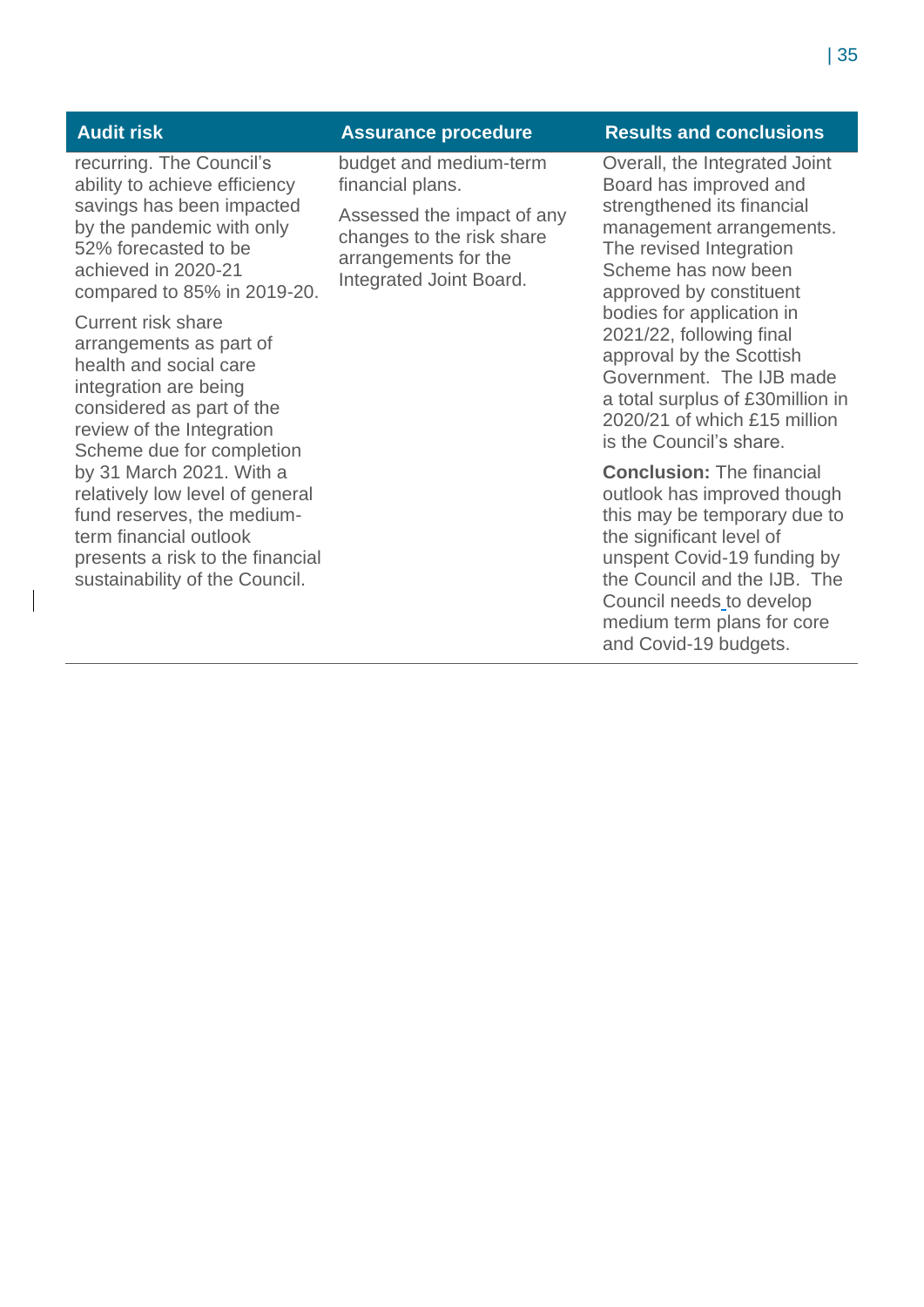| Audit risk | Assurance procedure | Results and conclusions |
|---|---|---|
| recurring. The Council's ability to achieve efficiency savings has been impacted by the pandemic with only 52% forecasted to be achieved in 2020-21 compared to 85% in 2019-20.<br><br>Current risk share arrangements as part of health and social care integration are being considered as part of the review of the Integration Scheme due for completion by 31 March 2021. With a relatively low level of general fund reserves, the medium-term financial outlook presents a risk to the financial sustainability of the Council. | budget and medium-term financial plans.<br><br>Assessed the impact of any changes to the risk share arrangements for the Integrated Joint Board. | Overall, the Integrated Joint Board has improved and strengthened its financial management arrangements. The revised Integration Scheme has now been approved by constituent bodies for application in 2021/22, following final approval by the Scottish Government. The IJB made a total surplus of £30million in 2020/21 of which £15 million is the Council's share.<br><br>**Conclusion:** The financial outlook has improved though this may be temporary due to the significant level of unspent Covid-19 funding by the Council and the IJB. The Council needs to develop medium term plans for core and Covid-19 budgets. |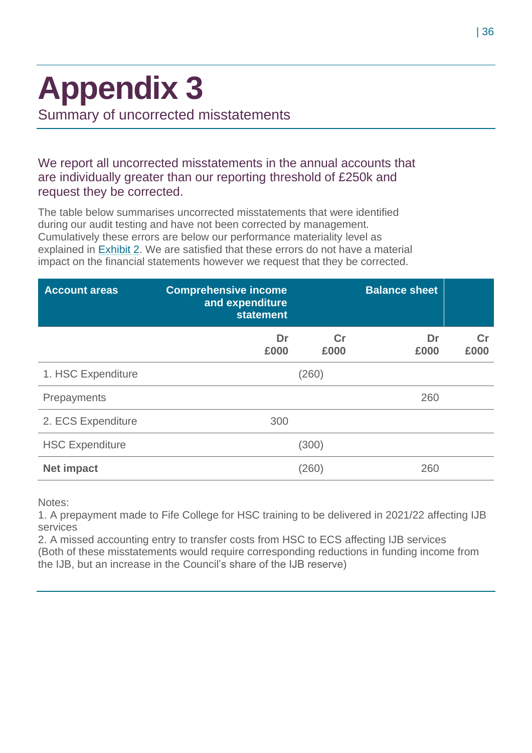# Appendix 3

Summary of uncorrected misstatements

We report all uncorrected misstatements in the annual accounts that are individually greater than our reporting threshold of £250k and request they be corrected.

The table below summarises uncorrected misstatements that were identified during our audit testing and have not been corrected by management. Cumulatively these errors are below our performance materiality level as explained in Exhibit 2. We are satisfied that these errors do not have a material impact on the financial statements however we request that they be corrected.

| Account areas | Comprehensive income and expenditure statement | | Balance sheet | |
|---|---|---|---|---|
| | Dr £000 | Cr £000 | Dr £000 | Cr £000 |
| 1. HSC Expenditure | | (260) | | |
| Prepayments | | | 260 | |
| 2. ECS Expenditure | 300 | | | |
| HSC Expenditure | | (300) | | |
| **Net impact** | | (260) | 260 | |

Notes:

1. A prepayment made to Fife College for HSC training to be delivered in 2021/22 affecting IJB services
2. A missed accounting entry to transfer costs from HSC to ECS affecting IJB services

(Both of these misstatements would require corresponding reductions in funding income from the IJB, but an increase in the Council's share of the IJB reserve)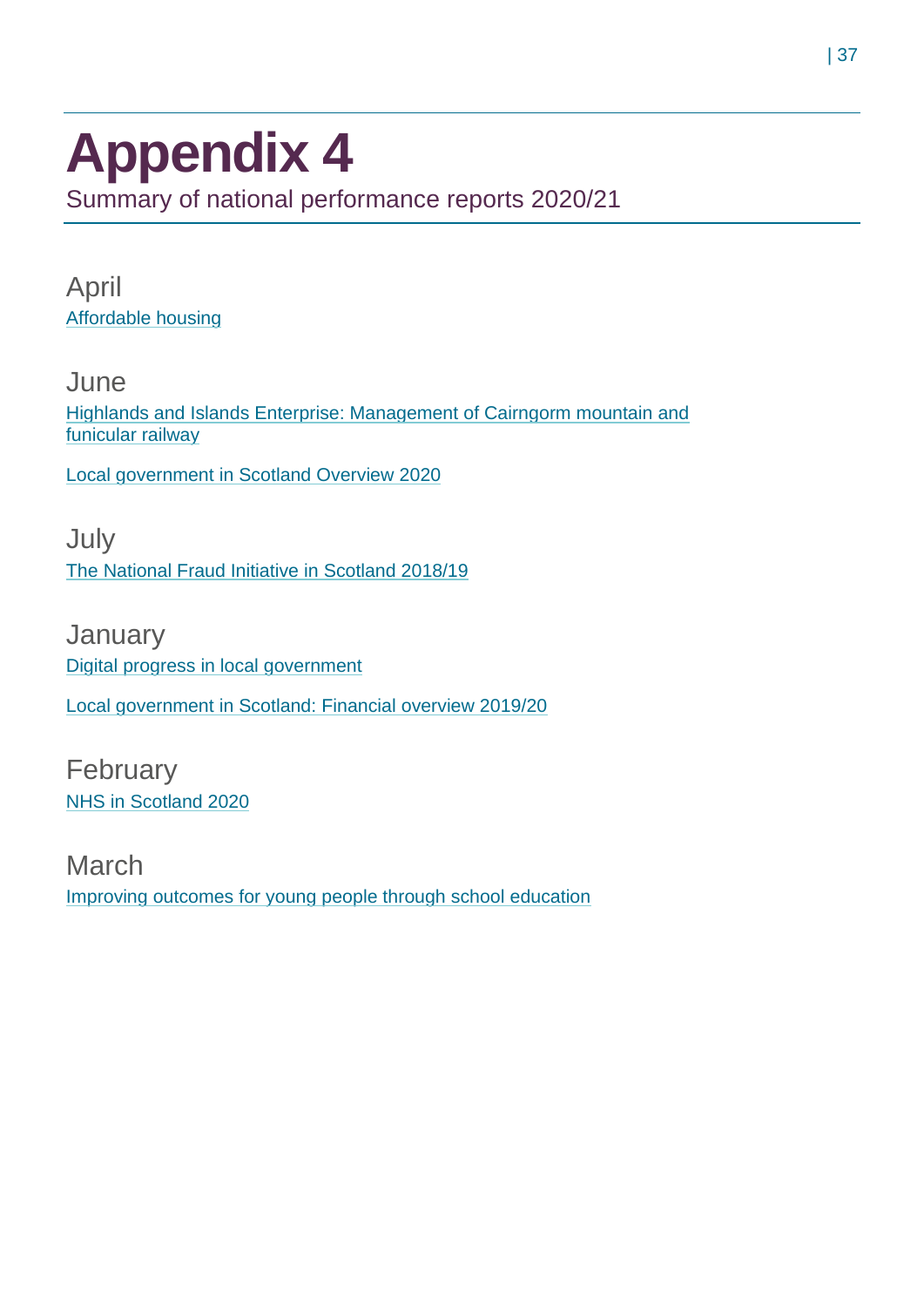# Appendix 4

Summary of national performance reports 2020/21

## April

Affordable housing

## June

Highlands and Islands Enterprise: Management of Cairngorm mountain and funicular railway

Local government in Scotland Overview 2020

## July

The National Fraud Initiative in Scotland 2018/19

## January

Digital progress in local government

Local government in Scotland: Financial overview 2019/20

## February

NHS in Scotland 2020

## March

Improving outcomes for young people through school education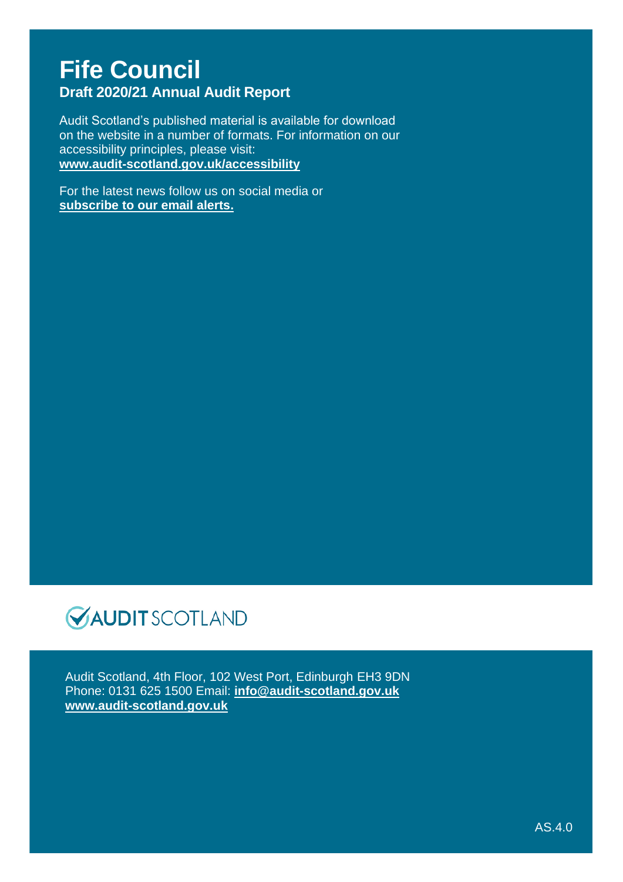# Fife Council

**Draft 2020/21 Annual Audit Report**

Audit Scotland's published material is available for download on the website in a number of formats. For information on our accessibility principles, please visit:
**www.audit-scotland.gov.uk/accessibility**

For the latest news follow us on social media or **subscribe to our email alerts.**

AUDIT SCOTLAND

Audit Scotland, 4th Floor, 102 West Port, Edinburgh EH3 9DN
Phone: 0131 625 1500 Email: **info@audit-scotland.gov.uk**
**www.audit-scotland.gov.uk**

AS.4.0